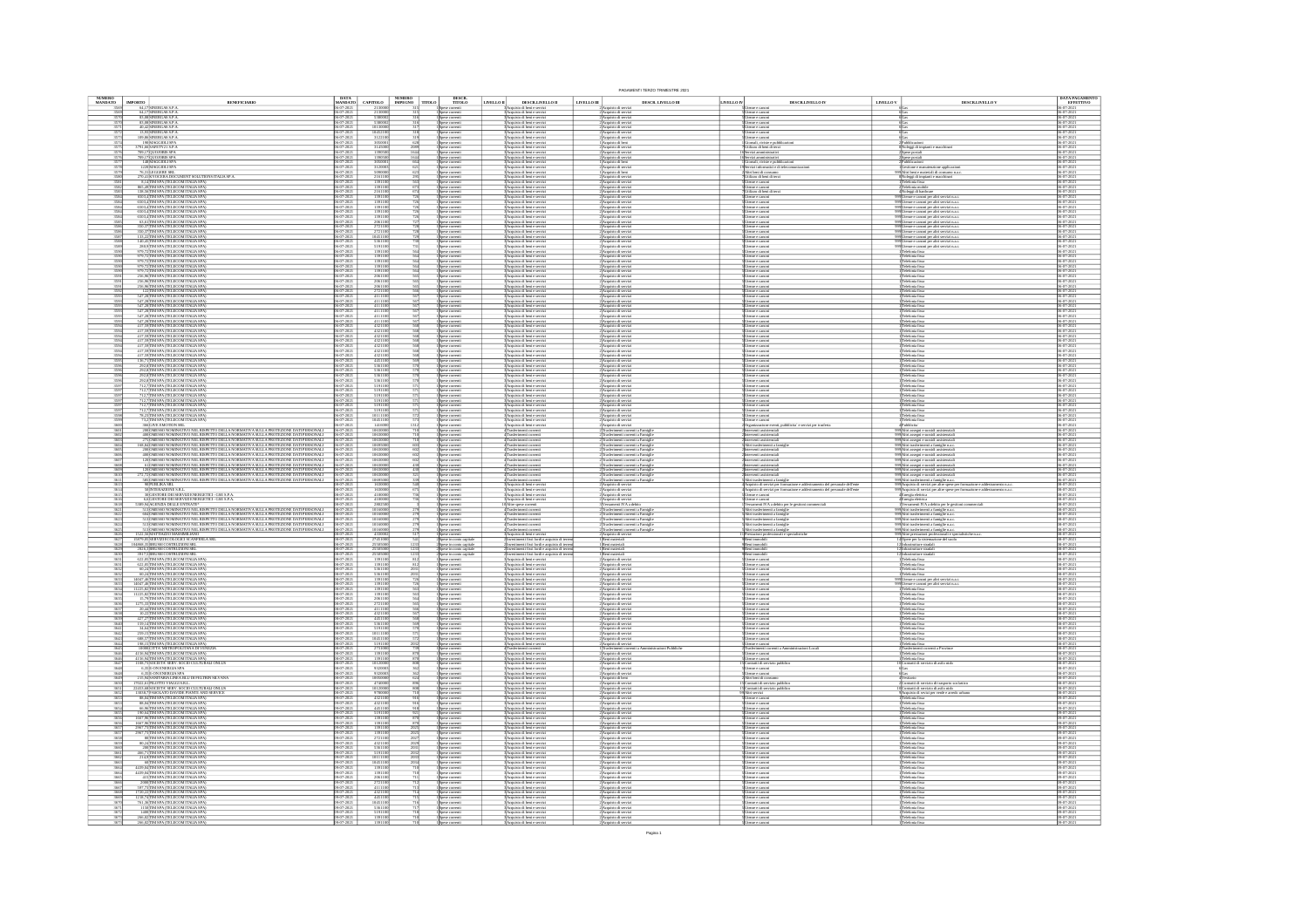# PAGAMENTI TERZO TRIMESTRE 2021

| NUMERO MANDATO | IMPORTO | BENEFICIARIO | DATA MANDATO | CAPITOLO | NUMERO IMPEGNO | TITOLO | DESCR. TITOLO | LIVELLO II | DESCR.LIVELLO II | LIVELLO III | DESCR. LIVELLO III | LIVELLO IV | DESCR.LIVELLO IV | LIVELLO V | DESCR.LIVELLO V | DATA PAGAMENTO EFFETTIVO |
|---|---|---|---|---|---|---|---|---|---|---|---|---|---|---|---|---|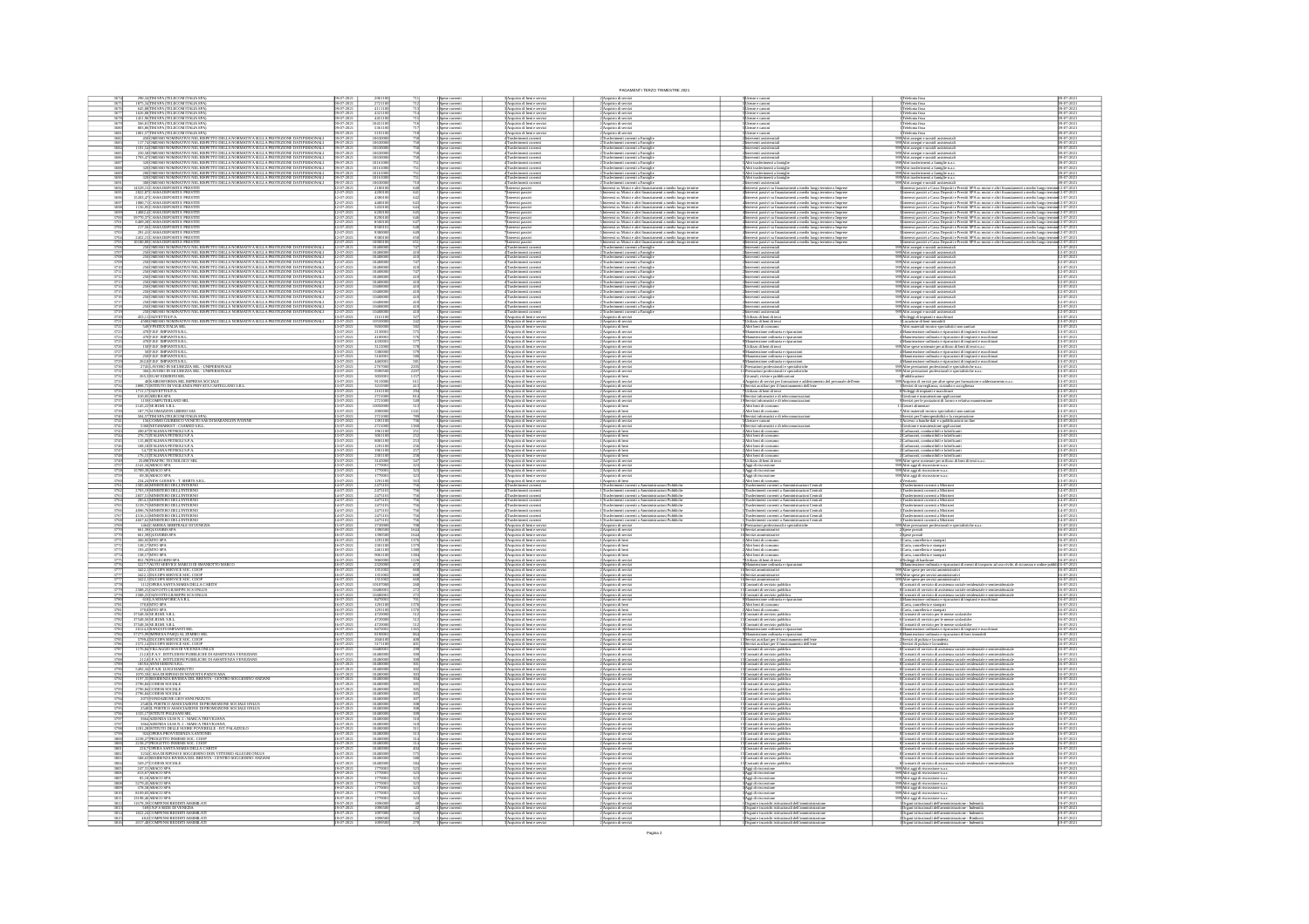PAGAMENTI TERZO TRIMESTRE 2021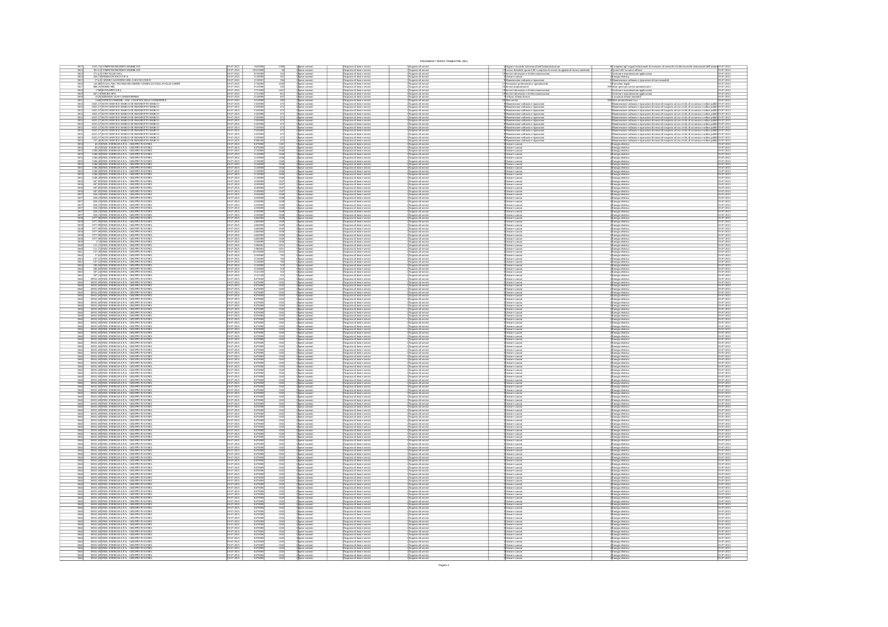PAGAMENTI TERZO TRIMESTRE 2021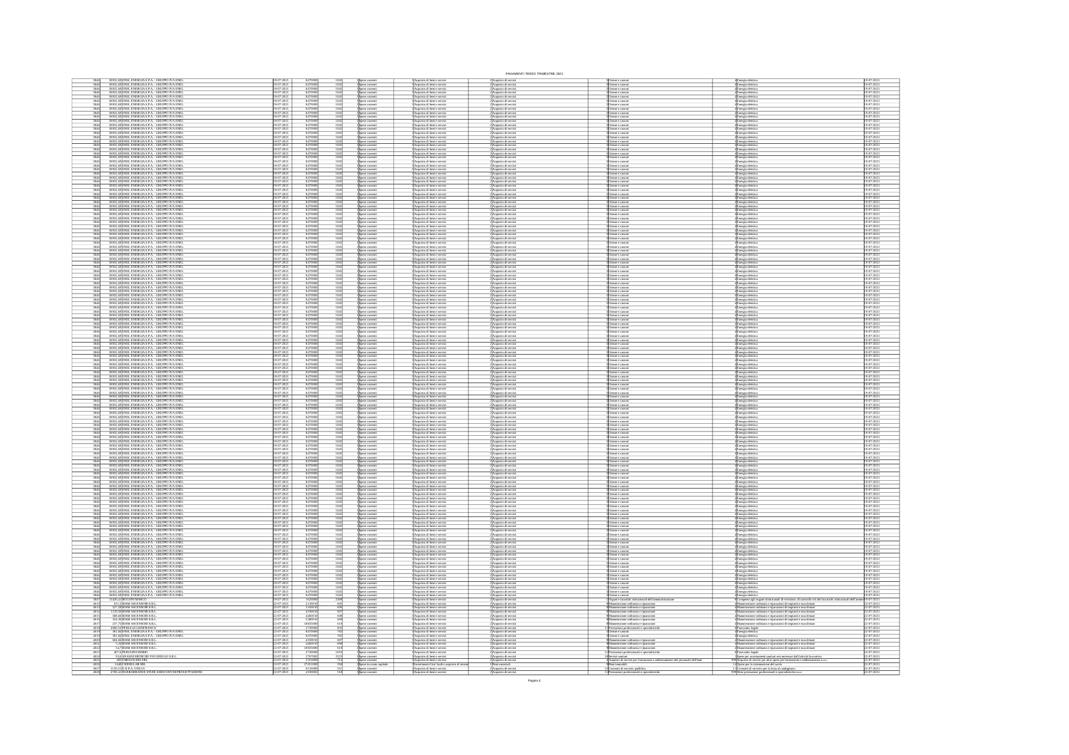# PAGAMENTI TERZO TRIMESTRE 2021

The rest of this page is a large table that is too low-resolution to read reliably. Most rows appear to repeat this pattern:

| | | Beneficiario | Data | Importo | | Titolo | Macroaggregato | | | | Data |
|---|---|---|---|---|---|---|---|---|---|---|---|
| 38440 | 30932 | ENEL ENERGIA S.P.A. - GRUPPO IVA ENEL | 19-07-2021 | | | 1 Spese correnti | 3 Acquisto di beni e servizi | 2 Acquisto di servizi | 5 Utenze e canoni | 4 Energia elettrica | 19-07-2021 |

The final rows appear to include payments to ascensori firms for Manutenzione ordinaria e riparazioni. They also appear to cover Prestazioni professionali e specialistiche (Patrocinio legale), Servizi sanitari, formazione e addestramento del personale, Contratti di servizio pubblico and a studio associato di progettazione. Most of these rows are dated 22-07-2021.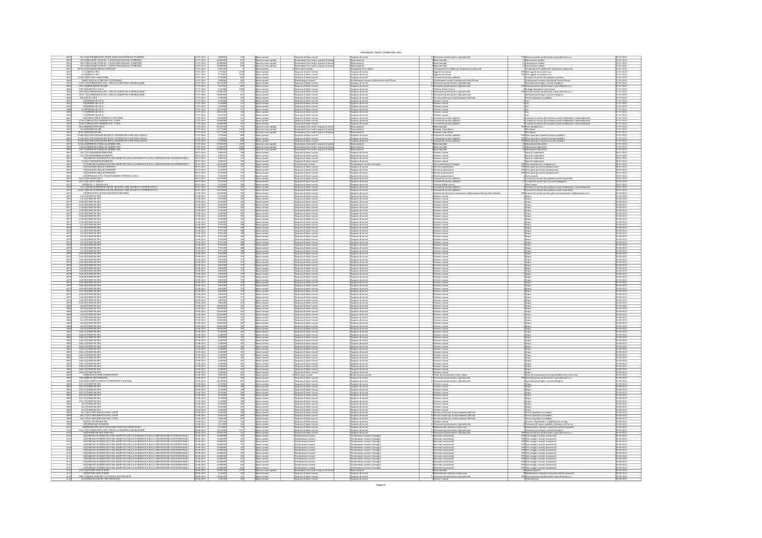# PAGAMENTI TERZO TRIMESTRE 2021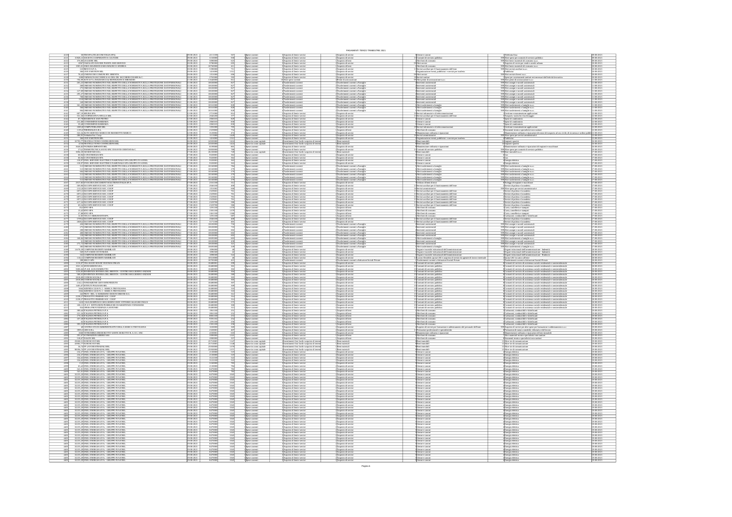# PAGAMENTI TERZO TRIMESTRE 2021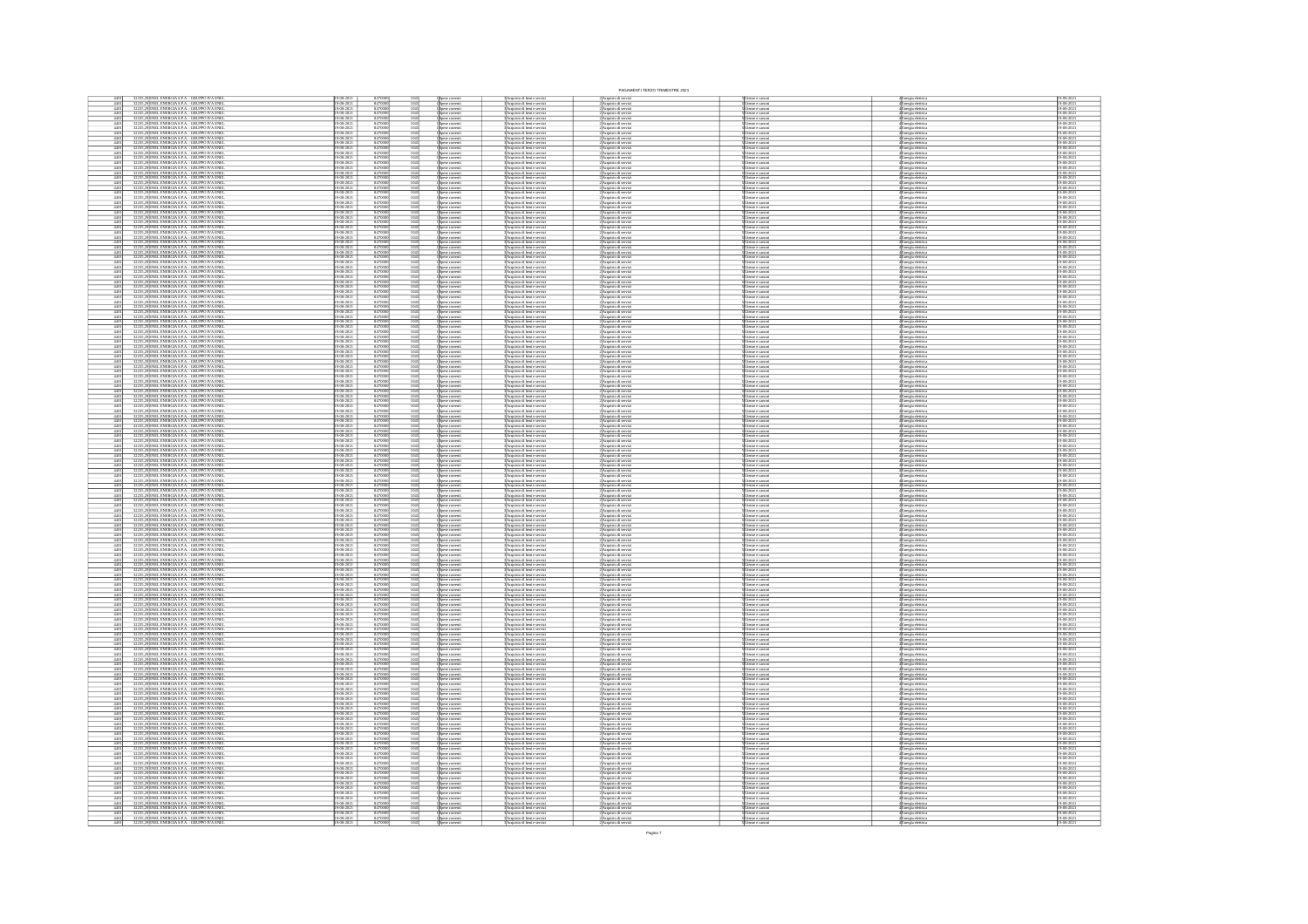PAGAMENTI TERZO TRIMESTRE 2021

| | | | | | | | | | | | | | | | | |
|---|---|---|---|---|---|---|---|---|---|---|---|---|---|---|---|---|
| 44001 | 32235 | ENEL ENERGIA S.P.A. - GRUPPO IVA ENEL | 19-08-2021 | 8.47000 | 1000 | 1 | Spese correnti | 3 | Acquisto di beni e servizi | 2 | Acquisto di servizi | 5 | Utenze e canoni | 4 | Energia elettrica | 19-08-2021 |
| 44001 | 32235 | ENEL ENERGIA S.P.A. - GRUPPO IVA ENEL | 19-08-2021 | 8.47000 | 1000 | 1 | Spese correnti | 3 | Acquisto di beni e servizi | 2 | Acquisto di servizi | 5 | Utenze e canoni | 4 | Energia elettrica | 19-08-2021 |
| 44001 | 32235 | ENEL ENERGIA S.P.A. - GRUPPO IVA ENEL | 19-08-2021 | 8.47000 | 1000 | 1 | Spese correnti | 3 | Acquisto di beni e servizi | 2 | Acquisto di servizi | 5 | Utenze e canoni | 4 | Energia elettrica | 19-08-2021 |
| 44001 | 32235 | ENEL ENERGIA S.P.A. - GRUPPO IVA ENEL | 19-08-2021 | 8.47000 | 1000 | 1 | Spese correnti | 3 | Acquisto di beni e servizi | 2 | Acquisto di servizi | 5 | Utenze e canoni | 4 | Energia elettrica | 19-08-2021 |
| 44001 | 32235 | ENEL ENERGIA S.P.A. - GRUPPO IVA ENEL | 19-08-2021 | 8.47000 | 1000 | 1 | Spese correnti | 3 | Acquisto di beni e servizi | 2 | Acquisto di servizi | 5 | Utenze e canoni | 4 | Energia elettrica | 19-08-2021 |
| 44001 | 32235 | ENEL ENERGIA S.P.A. - GRUPPO IVA ENEL | 19-08-2021 | 8.47000 | 1000 | 1 | Spese correnti | 3 | Acquisto di beni e servizi | 2 | Acquisto di servizi | 5 | Utenze e canoni | 4 | Energia elettrica | 19-08-2021 |
| 44001 | 32235 | ENEL ENERGIA S.P.A. - GRUPPO IVA ENEL | 19-08-2021 | 8.47000 | 1000 | 1 | Spese correnti | 3 | Acquisto di beni e servizi | 2 | Acquisto di servizi | 5 | Utenze e canoni | 4 | Energia elettrica | 19-08-2021 |
| 44001 | 32235 | ENEL ENERGIA S.P.A. - GRUPPO IVA ENEL | 19-08-2021 | 8.47000 | 1000 | 1 | Spese correnti | 3 | Acquisto di beni e servizi | 2 | Acquisto di servizi | 5 | Utenze e canoni | 4 | Energia elettrica | 19-08-2021 |
| 44001 | 32235 | ENEL ENERGIA S.P.A. - GRUPPO IVA ENEL | 19-08-2021 | 8.47000 | 1000 | 1 | Spese correnti | 3 | Acquisto di beni e servizi | 2 | Acquisto di servizi | 5 | Utenze e canoni | 4 | Energia elettrica | 19-08-2021 |
| 44001 | 32235 | ENEL ENERGIA S.P.A. - GRUPPO IVA ENEL | 19-08-2021 | 8.47000 | 1000 | 1 | Spese correnti | 3 | Acquisto di beni e servizi | 2 | Acquisto di servizi | 5 | Utenze e canoni | 4 | Energia elettrica | 19-08-2021 |
| 44001 | 32235 | ENEL ENERGIA S.P.A. - GRUPPO IVA ENEL | 19-08-2021 | 8.47000 | 1000 | 1 | Spese correnti | 3 | Acquisto di beni e servizi | 2 | Acquisto di servizi | 5 | Utenze e canoni | 4 | Energia elettrica | 19-08-2021 |
| 44001 | 32235 | ENEL ENERGIA S.P.A. - GRUPPO IVA ENEL | 19-08-2021 | 8.47000 | 1000 | 1 | Spese correnti | 3 | Acquisto di beni e servizi | 2 | Acquisto di servizi | 5 | Utenze e canoni | 4 | Energia elettrica | 19-08-2021 |
| 44001 | 32235 | ENEL ENERGIA S.P.A. - GRUPPO IVA ENEL | 19-08-2021 | 8.47000 | 1000 | 1 | Spese correnti | 3 | Acquisto di beni e servizi | 2 | Acquisto di servizi | 5 | Utenze e canoni | 4 | Energia elettrica | 19-08-2021 |
| 44001 | 32235 | ENEL ENERGIA S.P.A. - GRUPPO IVA ENEL | 19-08-2021 | 8.47000 | 1000 | 1 | Spese correnti | 3 | Acquisto di beni e servizi | 2 | Acquisto di servizi | 5 | Utenze e canoni | 4 | Energia elettrica | 19-08-2021 |
| 44001 | 32235 | ENEL ENERGIA S.P.A. - GRUPPO IVA ENEL | 19-08-2021 | 8.47000 | 1000 | 1 | Spese correnti | 3 | Acquisto di beni e servizi | 2 | Acquisto di servizi | 5 | Utenze e canoni | 4 | Energia elettrica | 19-08-2021 |
| 44001 | 32235 | ENEL ENERGIA S.P.A. - GRUPPO IVA ENEL | 19-08-2021 | 8.47000 | 1000 | 1 | Spese correnti | 3 | Acquisto di beni e servizi | 2 | Acquisto di servizi | 5 | Utenze e canoni | 4 | Energia elettrica | 19-08-2021 |
| 44001 | 32235 | ENEL ENERGIA S.P.A. - GRUPPO IVA ENEL | 19-08-2021 | 8.47000 | 1000 | 1 | Spese correnti | 3 | Acquisto di beni e servizi | 2 | Acquisto di servizi | 5 | Utenze e canoni | 4 | Energia elettrica | 19-08-2021 |
| 44001 | 32235 | ENEL ENERGIA S.P.A. - GRUPPO IVA ENEL | 19-08-2021 | 8.47000 | 1000 | 1 | Spese correnti | 3 | Acquisto di beni e servizi | 2 | Acquisto di servizi | 5 | Utenze e canoni | 4 | Energia elettrica | 19-08-2021 |
| 44001 | 32235 | ENEL ENERGIA S.P.A. - GRUPPO IVA ENEL | 19-08-2021 | 8.47000 | 1000 | 1 | Spese correnti | 3 | Acquisto di beni e servizi | 2 | Acquisto di servizi | 5 | Utenze e canoni | 4 | Energia elettrica | 19-08-2021 |
| 44001 | 32235 | ENEL ENERGIA S.P.A. - GRUPPO IVA ENEL | 19-08-2021 | 8.47000 | 1000 | 1 | Spese correnti | 3 | Acquisto di beni e servizi | 2 | Acquisto di servizi | 5 | Utenze e canoni | 4 | Energia elettrica | 19-08-2021 |
| 44001 | 32235 | ENEL ENERGIA S.P.A. - GRUPPO IVA ENEL | 19-08-2021 | 8.47000 | 1000 | 1 | Spese correnti | 3 | Acquisto di beni e servizi | 2 | Acquisto di servizi | 5 | Utenze e canoni | 4 | Energia elettrica | 19-08-2021 |
| 44001 | 32235 | ENEL ENERGIA S.P.A. - GRUPPO IVA ENEL | 19-08-2021 | 8.47000 | 1000 | 1 | Spese correnti | 3 | Acquisto di beni e servizi | 2 | Acquisto di servizi | 5 | Utenze e canoni | 4 | Energia elettrica | 19-08-2021 |
| 44001 | 32235 | ENEL ENERGIA S.P.A. - GRUPPO IVA ENEL | 19-08-2021 | 8.47000 | 1000 | 1 | Spese correnti | 3 | Acquisto di beni e servizi | 2 | Acquisto di servizi | 5 | Utenze e canoni | 4 | Energia elettrica | 19-08-2021 |
| 44001 | 32235 | ENEL ENERGIA S.P.A. - GRUPPO IVA ENEL | 19-08-2021 | 8.47000 | 1000 | 1 | Spese correnti | 3 | Acquisto di beni e servizi | 2 | Acquisto di servizi | 5 | Utenze e canoni | 4 | Energia elettrica | 19-08-2021 |
| 44001 | 32235 | ENEL ENERGIA S.P.A. - GRUPPO IVA ENEL | 19-08-2021 | 8.47000 | 1000 | 1 | Spese correnti | 3 | Acquisto di beni e servizi | 2 | Acquisto di servizi | 5 | Utenze e canoni | 4 | Energia elettrica | 19-08-2021 |
| 44001 | 32235 | ENEL ENERGIA S.P.A. - GRUPPO IVA ENEL | 19-08-2021 | 8.47000 | 1000 | 1 | Spese correnti | 3 | Acquisto di beni e servizi | 2 | Acquisto di servizi | 5 | Utenze e canoni | 4 | Energia elettrica | 19-08-2021 |
| 44001 | 32235 | ENEL ENERGIA S.P.A. - GRUPPO IVA ENEL | 19-08-2021 | 8.47000 | 1000 | 1 | Spese correnti | 3 | Acquisto di beni e servizi | 2 | Acquisto di servizi | 5 | Utenze e canoni | 4 | Energia elettrica | 19-08-2021 |
| 44001 | 32235 | ENEL ENERGIA S.P.A. - GRUPPO IVA ENEL | 19-08-2021 | 8.47000 | 1000 | 1 | Spese correnti | 3 | Acquisto di beni e servizi | 2 | Acquisto di servizi | 5 | Utenze e canoni | 4 | Energia elettrica | 19-08-2021 |
| 44001 | 32235 | ENEL ENERGIA S.P.A. - GRUPPO IVA ENEL | 19-08-2021 | 8.47000 | 1000 | 1 | Spese correnti | 3 | Acquisto di beni e servizi | 2 | Acquisto di servizi | 5 | Utenze e canoni | 4 | Energia elettrica | 19-08-2021 |
| 44001 | 32235 | ENEL ENERGIA S.P.A. - GRUPPO IVA ENEL | 19-08-2021 | 8.47000 | 1000 | 1 | Spese correnti | 3 | Acquisto di beni e servizi | 2 | Acquisto di servizi | 5 | Utenze e canoni | 4 | Energia elettrica | 19-08-2021 |
| 44001 | 32235 | ENEL ENERGIA S.P.A. - GRUPPO IVA ENEL | 19-08-2021 | 8.47000 | 1000 | 1 | Spese correnti | 3 | Acquisto di beni e servizi | 2 | Acquisto di servizi | 5 | Utenze e canoni | 4 | Energia elettrica | 19-08-2021 |
| 44001 | 32235 | ENEL ENERGIA S.P.A. - GRUPPO IVA ENEL | 19-08-2021 | 8.47000 | 1000 | 1 | Spese correnti | 3 | Acquisto di beni e servizi | 2 | Acquisto di servizi | 5 | Utenze e canoni | 4 | Energia elettrica | 19-08-2021 |
| 44001 | 32235 | ENEL ENERGIA S.P.A. - GRUPPO IVA ENEL | 19-08-2021 | 8.47000 | 1000 | 1 | Spese correnti | 3 | Acquisto di beni e servizi | 2 | Acquisto di servizi | 5 | Utenze e canoni | 4 | Energia elettrica | 19-08-2021 |
| 44001 | 32235 | ENEL ENERGIA S.P.A. - GRUPPO IVA ENEL | 19-08-2021 | 8.47000 | 1000 | 1 | Spese correnti | 3 | Acquisto di beni e servizi | 2 | Acquisto di servizi | 5 | Utenze e canoni | 4 | Energia elettrica | 19-08-2021 |
| 44001 | 32235 | ENEL ENERGIA S.P.A. - GRUPPO IVA ENEL | 19-08-2021 | 8.47000 | 1000 | 1 | Spese correnti | 3 | Acquisto di beni e servizi | 2 | Acquisto di servizi | 5 | Utenze e canoni | 4 | Energia elettrica | 19-08-2021 |
| 44001 | 32235 | ENEL ENERGIA S.P.A. - GRUPPO IVA ENEL | 19-08-2021 | 8.47000 | 1000 | 1 | Spese correnti | 3 | Acquisto di beni e servizi | 2 | Acquisto di servizi | 5 | Utenze e canoni | 4 | Energia elettrica | 19-08-2021 |
| 44001 | 32235 | ENEL ENERGIA S.P.A. - GRUPPO IVA ENEL | 19-08-2021 | 8.47000 | 1000 | 1 | Spese correnti | 3 | Acquisto di beni e servizi | 2 | Acquisto di servizi | 5 | Utenze e canoni | 4 | Energia elettrica | 19-08-2021 |
| 44001 | 32235 | ENEL ENERGIA S.P.A. - GRUPPO IVA ENEL | 19-08-2021 | 8.47000 | 1000 | 1 | Spese correnti | 3 | Acquisto di beni e servizi | 2 | Acquisto di servizi | 5 | Utenze e canoni | 4 | Energia elettrica | 19-08-2021 |
| 44001 | 32235 | ENEL ENERGIA S.P.A. - GRUPPO IVA ENEL | 19-08-2021 | 8.47000 | 1000 | 1 | Spese correnti | 3 | Acquisto di beni e servizi | 2 | Acquisto di servizi | 5 | Utenze e canoni | 4 | Energia elettrica | 19-08-2021 |
| 44001 | 32235 | ENEL ENERGIA S.P.A. - GRUPPO IVA ENEL | 19-08-2021 | 8.47000 | 1000 | 1 | Spese correnti | 3 | Acquisto di beni e servizi | 2 | Acquisto di servizi | 5 | Utenze e canoni | 4 | Energia elettrica | 19-08-2021 |
| 44001 | 32235 | ENEL ENERGIA S.P.A. - GRUPPO IVA ENEL | 19-08-2021 | 8.47000 | 1000 | 1 | Spese correnti | 3 | Acquisto di beni e servizi | 2 | Acquisto di servizi | 5 | Utenze e canoni | 4 | Energia elettrica | 19-08-2021 |
| 44001 | 32235 | ENEL ENERGIA S.P.A. - GRUPPO IVA ENEL | 19-08-2021 | 8.47000 | 1000 | 1 | Spese correnti | 3 | Acquisto di beni e servizi | 2 | Acquisto di servizi | 5 | Utenze e canoni | 4 | Energia elettrica | 19-08-2021 |
| 44001 | 32235 | ENEL ENERGIA S.P.A. - GRUPPO IVA ENEL | 19-08-2021 | 8.47000 | 1000 | 1 | Spese correnti | 3 | Acquisto di beni e servizi | 2 | Acquisto di servizi | 5 | Utenze e canoni | 4 | Energia elettrica | 19-08-2021 |
| 44001 | 32235 | ENEL ENERGIA S.P.A. - GRUPPO IVA ENEL | 19-08-2021 | 8.47000 | 1000 | 1 | Spese correnti | 3 | Acquisto di beni e servizi | 2 | Acquisto di servizi | 5 | Utenze e canoni | 4 | Energia elettrica | 19-08-2021 |
| 44001 | 32235 | ENEL ENERGIA S.P.A. - GRUPPO IVA ENEL | 19-08-2021 | 8.47000 | 1000 | 1 | Spese correnti | 3 | Acquisto di beni e servizi | 2 | Acquisto di servizi | 5 | Utenze e canoni | 4 | Energia elettrica | 19-08-2021 |
| 44001 | 32235 | ENEL ENERGIA S.P.A. - GRUPPO IVA ENEL | 19-08-2021 | 8.47000 | 1000 | 1 | Spese correnti | 3 | Acquisto di beni e servizi | 2 | Acquisto di servizi | 5 | Utenze e canoni | 4 | Energia elettrica | 19-08-2021 |
| 44001 | 32235 | ENEL ENERGIA S.P.A. - GRUPPO IVA ENEL | 19-08-2021 | 8.47000 | 1000 | 1 | Spese correnti | 3 | Acquisto di beni e servizi | 2 | Acquisto di servizi | 5 | Utenze e canoni | 4 | Energia elettrica | 19-08-2021 |
| 44001 | 32235 | ENEL ENERGIA S.P.A. - GRUPPO IVA ENEL | 19-08-2021 | 8.47000 | 1000 | 1 | Spese correnti | 3 | Acquisto di beni e servizi | 2 | Acquisto di servizi | 5 | Utenze e canoni | 4 | Energia elettrica | 19-08-2021 |
| 44001 | 32235 | ENEL ENERGIA S.P.A. - GRUPPO IVA ENEL | 19-08-2021 | 8.47000 | 1000 | 1 | Spese correnti | 3 | Acquisto di beni e servizi | 2 | Acquisto di servizi | 5 | Utenze e canoni | 4 | Energia elettrica | 19-08-2021 |
| 44001 | 32235 | ENEL ENERGIA S.P.A. - GRUPPO IVA ENEL | 19-08-2021 | 8.47000 | 1000 | 1 | Spese correnti | 3 | Acquisto di beni e servizi | 2 | Acquisto di servizi | 5 | Utenze e canoni | 4 | Energia elettrica | 19-08-2021 |
| 44001 | 32235 | ENEL ENERGIA S.P.A. - GRUPPO IVA ENEL | 19-08-2021 | 8.47000 | 1000 | 1 | Spese correnti | 3 | Acquisto di beni e servizi | 2 | Acquisto di servizi | 5 | Utenze e canoni | 4 | Energia elettrica | 19-08-2021 |
| 44001 | 32235 | ENEL ENERGIA S.P.A. - GRUPPO IVA ENEL | 19-08-2021 | 8.47000 | 1000 | 1 | Spese correnti | 3 | Acquisto di beni e servizi | 2 | Acquisto di servizi | 5 | Utenze e canoni | 4 | Energia elettrica | 19-08-2021 |
| 44001 | 32235 | ENEL ENERGIA S.P.A. - GRUPPO IVA ENEL | 19-08-2021 | 8.47000 | 1000 | 1 | Spese correnti | 3 | Acquisto di beni e servizi | 2 | Acquisto di servizi | 5 | Utenze e canoni | 4 | Energia elettrica | 19-08-2021 |
| 44001 | 32235 | ENEL ENERGIA S.P.A. - GRUPPO IVA ENEL | 19-08-2021 | 8.47000 | 1000 | 1 | Spese correnti | 3 | Acquisto di beni e servizi | 2 | Acquisto di servizi | 5 | Utenze e canoni | 4 | Energia elettrica | 19-08-2021 |
| 44001 | 32235 | ENEL ENERGIA S.P.A. - GRUPPO IVA ENEL | 19-08-2021 | 8.47000 | 1000 | 1 | Spese correnti | 3 | Acquisto di beni e servizi | 2 | Acquisto di servizi | 5 | Utenze e canoni | 4 | Energia elettrica | 19-08-2021 |
| 44001 | 32235 | ENEL ENERGIA S.P.A. - GRUPPO IVA ENEL | 19-08-2021 | 8.47000 | 1000 | 1 | Spese correnti | 3 | Acquisto di beni e servizi | 2 | Acquisto di servizi | 5 | Utenze e canoni | 4 | Energia elettrica | 19-08-2021 |
| 44001 | 32235 | ENEL ENERGIA S.P.A. - GRUPPO IVA ENEL | 19-08-2021 | 8.47000 | 1000 | 1 | Spese correnti | 3 | Acquisto di beni e servizi | 2 | Acquisto di servizi | 5 | Utenze e canoni | 4 | Energia elettrica | 19-08-2021 |
| 44001 | 32235 | ENEL ENERGIA S.P.A. - GRUPPO IVA ENEL | 19-08-2021 | 8.47000 | 1000 | 1 | Spese correnti | 3 | Acquisto di beni e servizi | 2 | Acquisto di servizi | 5 | Utenze e canoni | 4 | Energia elettrica | 19-08-2021 |
| 44001 | 32235 | ENEL ENERGIA S.P.A. - GRUPPO IVA ENEL | 19-08-2021 | 8.47000 | 1000 | 1 | Spese correnti | 3 | Acquisto di beni e servizi | 2 | Acquisto di servizi | 5 | Utenze e canoni | 4 | Energia elettrica | 19-08-2021 |
| 44001 | 32235 | ENEL ENERGIA S.P.A. - GRUPPO IVA ENEL | 19-08-2021 | 8.47000 | 1000 | 1 | Spese correnti | 3 | Acquisto di beni e servizi | 2 | Acquisto di servizi | 5 | Utenze e canoni | 4 | Energia elettrica | 19-08-2021 |
| 44001 | 32235 | ENEL ENERGIA S.P.A. - GRUPPO IVA ENEL | 19-08-2021 | 8.47000 | 1000 | 1 | Spese correnti | 3 | Acquisto di beni e servizi | 2 | Acquisto di servizi | 5 | Utenze e canoni | 4 | Energia elettrica | 19-08-2021 |
| 44001 | 32235 | ENEL ENERGIA S.P.A. - GRUPPO IVA ENEL | 19-08-2021 | 8.47000 | 1000 | 1 | Spese correnti | 3 | Acquisto di beni e servizi | 2 | Acquisto di servizi | 5 | Utenze e canoni | 4 | Energia elettrica | 19-08-2021 |
| 44001 | 32235 | ENEL ENERGIA S.P.A. - GRUPPO IVA ENEL | 19-08-2021 | 8.47000 | 1000 | 1 | Spese correnti | 3 | Acquisto di beni e servizi | 2 | Acquisto di servizi | 5 | Utenze e canoni | 4 | Energia elettrica | 19-08-2021 |
| 44001 | 32235 | ENEL ENERGIA S.P.A. - GRUPPO IVA ENEL | 19-08-2021 | 8.47000 | 1000 | 1 | Spese correnti | 3 | Acquisto di beni e servizi | 2 | Acquisto di servizi | 5 | Utenze e canoni | 4 | Energia elettrica | 19-08-2021 |
| 44001 | 32235 | ENEL ENERGIA S.P.A. - GRUPPO IVA ENEL | 19-08-2021 | 8.47000 | 1000 | 1 | Spese correnti | 3 | Acquisto di beni e servizi | 2 | Acquisto di servizi | 5 | Utenze e canoni | 4 | Energia elettrica | 19-08-2021 |
| 44001 | 32235 | ENEL ENERGIA S.P.A. - GRUPPO IVA ENEL | 19-08-2021 | 8.47000 | 1000 | 1 | Spese correnti | 3 | Acquisto di beni e servizi | 2 | Acquisto di servizi | 5 | Utenze e canoni | 4 | Energia elettrica | 19-08-2021 |
| 44001 | 32235 | ENEL ENERGIA S.P.A. - GRUPPO IVA ENEL | 19-08-2021 | 8.47000 | 1000 | 1 | Spese correnti | 3 | Acquisto di beni e servizi | 2 | Acquisto di servizi | 5 | Utenze e canoni | 4 | Energia elettrica | 19-08-2021 |
| 44001 | 32235 | ENEL ENERGIA S.P.A. - GRUPPO IVA ENEL | 19-08-2021 | 8.47000 | 1000 | 1 | Spese correnti | 3 | Acquisto di beni e servizi | 2 | Acquisto di servizi | 5 | Utenze e canoni | 4 | Energia elettrica | 19-08-2021 |
| 44001 | 32235 | ENEL ENERGIA S.P.A. - GRUPPO IVA ENEL | 19-08-2021 | 8.47000 | 1000 | 1 | Spese correnti | 3 | Acquisto di beni e servizi | 2 | Acquisto di servizi | 5 | Utenze e canoni | 4 | Energia elettrica | 19-08-2021 |
| 44001 | 32235 | ENEL ENERGIA S.P.A. - GRUPPO IVA ENEL | 19-08-2021 | 8.47000 | 1000 | 1 | Spese correnti | 3 | Acquisto di beni e servizi | 2 | Acquisto di servizi | 5 | Utenze e canoni | 4 | Energia elettrica | 19-08-2021 |
| 44001 | 32235 | ENEL ENERGIA S.P.A. - GRUPPO IVA ENEL | 19-08-2021 | 8.47000 | 1000 | 1 | Spese correnti | 3 | Acquisto di beni e servizi | 2 | Acquisto di servizi | 5 | Utenze e canoni | 4 | Energia elettrica | 19-08-2021 |
| 44001 | 32235 | ENEL ENERGIA S.P.A. - GRUPPO IVA ENEL | 19-08-2021 | 8.47000 | 1000 | 1 | Spese correnti | 3 | Acquisto di beni e servizi | 2 | Acquisto di servizi | 5 | Utenze e canoni | 4 | Energia elettrica | 19-08-2021 |
| 44001 | 32235 | ENEL ENERGIA S.P.A. - GRUPPO IVA ENEL | 19-08-2021 | 8.47000 | 1000 | 1 | Spese correnti | 3 | Acquisto di beni e servizi | 2 | Acquisto di servizi | 5 | Utenze e canoni | 4 | Energia elettrica | 19-08-2021 |
| 44001 | 32235 | ENEL ENERGIA S.P.A. - GRUPPO IVA ENEL | 19-08-2021 | 8.47000 | 1000 | 1 | Spese correnti | 3 | Acquisto di beni e servizi | 2 | Acquisto di servizi | 5 | Utenze e canoni | 4 | Energia elettrica | 19-08-2021 |
| 44001 | 32235 | ENEL ENERGIA S.P.A. - GRUPPO IVA ENEL | 19-08-2021 | 8.47000 | 1000 | 1 | Spese correnti | 3 | Acquisto di beni e servizi | 2 | Acquisto di servizi | 5 | Utenze e canoni | 4 | Energia elettrica | 19-08-2021 |
| 44001 | 32235 | ENEL ENERGIA S.P.A. - GRUPPO IVA ENEL | 19-08-2021 | 8.47000 | 1000 | 1 | Spese correnti | 3 | Acquisto di beni e servizi | 2 | Acquisto di servizi | 5 | Utenze e canoni | 4 | Energia elettrica | 19-08-2021 |
| 44001 | 32235 | ENEL ENERGIA S.P.A. - GRUPPO IVA ENEL | 19-08-2021 | 8.47000 | 1000 | 1 | Spese correnti | 3 | Acquisto di beni e servizi | 2 | Acquisto di servizi | 5 | Utenze e canoni | 4 | Energia elettrica | 19-08-2021 |
| 44001 | 32235 | ENEL ENERGIA S.P.A. - GRUPPO IVA ENEL | 19-08-2021 | 8.47000 | 1000 | 1 | Spese correnti | 3 | Acquisto di beni e servizi | 2 | Acquisto di servizi | 5 | Utenze e canoni | 4 | Energia elettrica | 19-08-2021 |
| 44001 | 32235 | ENEL ENERGIA S.P.A. - GRUPPO IVA ENEL | 19-08-2021 | 8.47000 | 1000 | 1 | Spese correnti | 3 | Acquisto di beni e servizi | 2 | Acquisto di servizi | 5 | Utenze e canoni | 4 | Energia elettrica | 19-08-2021 |
| 44001 | 32235 | ENEL ENERGIA S.P.A. - GRUPPO IVA ENEL | 19-08-2021 | 8.47000 | 1000 | 1 | Spese correnti | 3 | Acquisto di beni e servizi | 2 | Acquisto di servizi | 5 | Utenze e canoni | 4 | Energia elettrica | 19-08-2021 |
| 44001 | 32235 | ENEL ENERGIA S.P.A. - GRUPPO IVA ENEL | 19-08-2021 | 8.47000 | 1000 | 1 | Spese correnti | 3 | Acquisto di beni e servizi | 2 | Acquisto di servizi | 5 | Utenze e canoni | 4 | Energia elettrica | 19-08-2021 |
| 44001 | 32235 | ENEL ENERGIA S.P.A. - GRUPPO IVA ENEL | 19-08-2021 | 8.47000 | 1000 | 1 | Spese correnti | 3 | Acquisto di beni e servizi | 2 | Acquisto di servizi | 5 | Utenze e canoni | 4 | Energia elettrica | 19-08-2021 |
| 44001 | 32235 | ENEL ENERGIA S.P.A. - GRUPPO IVA ENEL | 19-08-2021 | 8.47000 | 1000 | 1 | Spese correnti | 3 | Acquisto di beni e servizi | 2 | Acquisto di servizi | 5 | Utenze e canoni | 4 | Energia elettrica | 19-08-2021 |
| 44001 | 32235 | ENEL ENERGIA S.P.A. - GRUPPO IVA ENEL | 19-08-2021 | 8.47000 | 1000 | 1 | Spese correnti | 3 | Acquisto di beni e servizi | 2 | Acquisto di servizi | 5 | Utenze e canoni | 4 | Energia elettrica | 19-08-2021 |
| 44001 | 32235 | ENEL ENERGIA S.P.A. - GRUPPO IVA ENEL | 19-08-2021 | 8.47000 | 1000 | 1 | Spese correnti | 3 | Acquisto di beni e servizi | 2 | Acquisto di servizi | 5 | Utenze e canoni | 4 | Energia elettrica | 19-08-2021 |
| 44001 | 32235 | ENEL ENERGIA S.P.A. - GRUPPO IVA ENEL | 19-08-2021 | 8.47000 | 1000 | 1 | Spese correnti | 3 | Acquisto di beni e servizi | 2 | Acquisto di servizi | 5 | Utenze e canoni | 4 | Energia elettrica | 19-08-2021 |
| 44001 | 32235 | ENEL ENERGIA S.P.A. - GRUPPO IVA ENEL | 19-08-2021 | 8.47000 | 1000 | 1 | Spese correnti | 3 | Acquisto di beni e servizi | 2 | Acquisto di servizi | 5 | Utenze e canoni | 4 | Energia elettrica | 19-08-2021 |
| 44001 | 32235 | ENEL ENERGIA S.P.A. - GRUPPO IVA ENEL | 19-08-2021 | 8.47000 | 1000 | 1 | Spese correnti | 3 | Acquisto di beni e servizi | 2 | Acquisto di servizi | 5 | Utenze e canoni | 4 | Energia elettrica | 19-08-2021 |
| 44001 | 32235 | ENEL ENERGIA S.P.A. - GRUPPO IVA ENEL | 19-08-2021 | 8.47000 | 1000 | 1 | Spese correnti | 3 | Acquisto di beni e servizi | 2 | Acquisto di servizi | 5 | Utenze e canoni | 4 | Energia elettrica | 19-08-2021 |
| 44001 | 32235 | ENEL ENERGIA S.P.A. - GRUPPO IVA ENEL | 19-08-2021 | 8.47000 | 1000 | 1 | Spese correnti | 3 | Acquisto di beni e servizi | 2 | Acquisto di servizi | 5 | Utenze e canoni | 4 | Energia elettrica | 19-08-2021 |
| 44001 | 32235 | ENEL ENERGIA S.P.A. - GRUPPO IVA ENEL | 19-08-2021 | 8.47000 | 1000 | 1 | Spese correnti | 3 | Acquisto di beni e servizi | 2 | Acquisto di servizi | 5 | Utenze e canoni | 4 | Energia elettrica | 19-08-2021 |
| 44001 | 32235 | ENEL ENERGIA S.P.A. - GRUPPO IVA ENEL | 19-08-2021 | 8.47000 | 1000 | 1 | Spese correnti | 3 | Acquisto di beni e servizi | 2 | Acquisto di servizi | 5 | Utenze e canoni | 4 | Energia elettrica | 19-08-2021 |
| 44001 | 32235 | ENEL ENERGIA S.P.A. - GRUPPO IVA ENEL | 19-08-2021 | 8.47000 | 1000 | 1 | Spese correnti | 3 | Acquisto di beni e servizi | 2 | Acquisto di servizi | 5 | Utenze e canoni | 4 | Energia elettrica | 19-08-2021 |
| 44001 | 32235 | ENEL ENERGIA S.P.A. - GRUPPO IVA ENEL | 19-08-2021 | 8.47000 | 1000 | 1 | Spese correnti | 3 | Acquisto di beni e servizi | 2 | Acquisto di servizi | 5 | Utenze e canoni | 4 | Energia elettrica | 19-08-2021 |
| 44001 | 32235 | ENEL ENERGIA S.P.A. - GRUPPO IVA ENEL | 19-08-2021 | 8.47000 | 1000 | 1 | Spese correnti | 3 | Acquisto di beni e servizi | 2 | Acquisto di servizi | 5 | Utenze e canoni | 4 | Energia elettrica | 19-08-2021 |
| 44001 | 32235 | ENEL ENERGIA S.P.A. - GRUPPO IVA ENEL | 19-08-2021 | 8.47000 | 1000 | 1 | Spese correnti | 3 | Acquisto di beni e servizi | 2 | Acquisto di servizi | 5 | Utenze e canoni | 4 | Energia elettrica | 19-08-2021 |
| 44001 | 32235 | ENEL ENERGIA S.P.A. - GRUPPO IVA ENEL | 19-08-2021 | 8.47000 | 1000 | 1 | Spese correnti | 3 | Acquisto di beni e servizi | 2 | Acquisto di servizi | 5 | Utenze e canoni | 4 | Energia elettrica | 19-08-2021 |
| 44001 | 32235 | ENEL ENERGIA S.P.A. - GRUPPO IVA ENEL | 19-08-2021 | 8.47000 | 1000 | 1 | Spese correnti | 3 | Acquisto di beni e servizi | 2 | Acquisto di servizi | 5 | Utenze e canoni | 4 | Energia elettrica | 19-08-2021 |
| 44001 | 32235 | ENEL ENERGIA S.P.A. - GRUPPO IVA ENEL | 19-08-2021 | 8.47000 | 1000 | 1 | Spese correnti | 3 | Acquisto di beni e servizi | 2 | Acquisto di servizi | 5 | Utenze e canoni | 4 | Energia elettrica | 19-08-2021 |
| 44001 | 32235 | ENEL ENERGIA S.P.A. - GRUPPO IVA ENEL | 19-08-2021 | 8.47000 | 1000 | 1 | Spese correnti | 3 | Acquisto di beni e servizi | 2 | Acquisto di servizi | 5 | Utenze e canoni | 4 | Energia elettrica | 19-08-2021 |
| 44001 | 32235 | ENEL ENERGIA S.P.A. - GRUPPO IVA ENEL | 19-08-2021 | 8.47000 | 1000 | 1 | Spese correnti | 3 | Acquisto di beni e servizi | 2 | Acquisto di servizi | 5 | Utenze e canoni | 4 | Energia elettrica | 19-08-2021 |
| 44001 | 32235 | ENEL ENERGIA S.P.A. - GRUPPO IVA ENEL | 19-08-2021 | 8.47000 | 1000 | 1 | Spese correnti | 3 | Acquisto di beni e servizi | 2 | Acquisto di servizi | 5 | Utenze e canoni | 4 | Energia elettrica | 19-08-2021 |
| 44001 | 32235 | ENEL ENERGIA S.P.A. - GRUPPO IVA ENEL | 19-08-2021 | 8.47000 | 1000 | 1 | Spese correnti | 3 | Acquisto di beni e servizi | 2 | Acquisto di servizi | 5 | Utenze e canoni | 4 | Energia elettrica | 19-08-2021 |
| 44001 | 32235 | ENEL ENERGIA S.P.A. - GRUPPO IVA ENEL | 19-08-2021 | 8.47000 | 1000 | 1 | Spese correnti | 3 | Acquisto di beni e servizi | 2 | Acquisto di servizi | 5 | Utenze e canoni | 4 | Energia elettrica | 19-08-2021 |
| 44001 | 32235 | ENEL ENERGIA S.P.A. - GRUPPO IVA ENEL | 19-08-2021 | 8.47000 | 1000 | 1 | Spese correnti | 3 | Acquisto di beni e servizi | 2 | Acquisto di servizi | 5 | Utenze e canoni | 4 | Energia elettrica | 19-08-2021 |
| 44001 | 32235 | ENEL ENERGIA S.P.A. - GRUPPO IVA ENEL | 19-08-2021 | 8.47000 | 1000 | 1 | Spese correnti | 3 | Acquisto di beni e servizi | 2 | Acquisto di servizi | 5 | Utenze e canoni | 4 | Energia elettrica | 19-08-2021 |
| 44001 | 32235 | ENEL ENERGIA S.P.A. - GRUPPO IVA ENEL | 19-08-2021 | 8.47000 | 1000 | 1 | Spese correnti | 3 | Acquisto di beni e servizi | 2 | Acquisto di servizi | 5 | Utenze e canoni | 4 | Energia elettrica | 19-08-2021 |
| 44001 | 32235 | ENEL ENERGIA S.P.A. - GRUPPO IVA ENEL | 19-08-2021 | 8.47000 | 1000 | 1 | Spese correnti | 3 | Acquisto di beni e servizi | 2 | Acquisto di servizi | 5 | Utenze e canoni | 4 | Energia elettrica | 19-08-2021 |
| 44001 | 32235 | ENEL ENERGIA S.P.A. - GRUPPO IVA ENEL | 19-08-2021 | 8.47000 | 1000 | 1 | Spese correnti | 3 | Acquisto di beni e servizi | 2 | Acquisto di servizi | 5 | Utenze e canoni | 4 | Energia elettrica | 19-08-2021 |
| 44001 | 32235 | ENEL ENERGIA S.P.A. - GRUPPO IVA ENEL | 19-08-2021 | 8.47000 | 1000 | 1 | Spese correnti | 3 | Acquisto di beni e servizi | 2 | Acquisto di servizi | 5 | Utenze e canoni | 4 | Energia elettrica | 19-08-2021 |
| 44001 | 32235 | ENEL ENERGIA S.P.A. - GRUPPO IVA ENEL | 19-08-2021 | 8.47000 | 1000 | 1 | Spese correnti | 3 | Acquisto di beni e servizi | 2 | Acquisto di servizi | 5 | Utenze e canoni | 4 | Energia elettrica | 19-08-2021 |
| 44001 | 32235 | ENEL ENERGIA S.P.A. - GRUPPO IVA ENEL | 19-08-2021 | 8.47000 | 1000 | 1 | Spese correnti | 3 | Acquisto di beni e servizi | 2 | Acquisto di servizi | 5 | Utenze e canoni | 4 | Energia elettrica | 19-08-2021 |
| 44001 | 32235 | ENEL ENERGIA S.P.A. - GRUPPO IVA ENEL | 19-08-2021 | 8.47000 | 1000 | 1 | Spese correnti | 3 | Acquisto di beni e servizi | 2 | Acquisto di servizi | 5 | Utenze e canoni | 4 | Energia elettrica | 19-08-2021 |
| 44001 | 32235 | ENEL ENERGIA S.P.A. - GRUPPO IVA ENEL | 19-08-2021 | 8.47000 | 1000 | 1 | Spese correnti | 3 | Acquisto di beni e servizi | 2 | Acquisto di servizi | 5 | Utenze e canoni | 4 | Energia elettrica | 19-08-2021 |
| 44001 | 32235 | ENEL ENERGIA S.P.A. - GRUPPO IVA ENEL | 19-08-2021 | 8.47000 | 1000 | 1 | Spese correnti | 3 | Acquisto di beni e servizi | 2 | Acquisto di servizi | 5 | Utenze e canoni | 4 | Energia elettrica | 19-08-2021 |
| 44001 | 32235 | ENEL ENERGIA S.P.A. - GRUPPO IVA ENEL | 19-08-2021 | 8.47000 | 1000 | 1 | Spese correnti | 3 | Acquisto di beni e servizi | 2 | Acquisto di servizi | 5 | Utenze e canoni | 4 | Energia elettrica | 19-08-2021 |
| 44001 | 32235 | ENEL ENERGIA S.P.A. - GRUPPO IVA ENEL | 19-08-2021 | 8.47000 | 1000 | 1 | Spese correnti | 3 | Acquisto di beni e servizi | 2 | Acquisto di servizi | 5 | Utenze e canoni | 4 | Energia elettrica | 19-08-2021 |
| 44001 | 32235 | ENEL ENERGIA S.P.A. - GRUPPO IVA ENEL | 19-08-2021 | 8.47000 | 1000 | 1 | Spese correnti | 3 | Acquisto di beni e servizi | 2 | Acquisto di servizi | 5 | Utenze e canoni | 4 | Energia elettrica | 19-08-2021 |
| 44001 | 32235 | ENEL ENERGIA S.P.A. - GRUPPO IVA ENEL | 19-08-2021 | 8.47000 | 1000 | 1 | Spese correnti | 3 | Acquisto di beni e servizi | 2 | Acquisto di servizi | 5 | Utenze e canoni | 4 | Energia elettrica | 19-08-2021 |
| 44001 | 32235 | ENEL ENERGIA S.P.A. - GRUPPO IVA ENEL | 19-08-2021 | 8.47000 | 1000 | 1 | Spese correnti | 3 | Acquisto di beni e servizi | 2 | Acquisto di servizi | 5 | Utenze e canoni | 4 | Energia elettrica | 19-08-2021 |
| 44001 | 32235 | ENEL ENERGIA S.P.A. - GRUPPO IVA ENEL | 19-08-2021 | 8.47000 | 1000 | 1 | Spese correnti | 3 | Acquisto di beni e servizi | 2 | Acquisto di servizi | 5 | Utenze e canoni | 4 | Energia elettrica | 19-08-2021 |
| 44001 | 32235 | ENEL ENERGIA S.P.A. - GRUPPO IVA ENEL | 19-08-2021 | 8.47000 | 1000 | 1 | Spese correnti | 3 | Acquisto di beni e servizi | 2 | Acquisto di servizi | 5 | Utenze e canoni | 4 | Energia elettrica | 19-08-2021 |
| 44001 | 32235 | ENEL ENERGIA S.P.A. - GRUPPO IVA ENEL | 19-08-2021 | 8.47000 | 1000 | 1 | Spese correnti | 3 | Acquisto di beni e servizi | 2 | Acquisto di servizi | 5 | Utenze e canoni | 4 | Energia elettrica | 19-08-2021 |
| 44001 | 32235 | ENEL ENERGIA S.P.A. - GRUPPO IVA ENEL | 19-08-2021 | 8.47000 | 1000 | 1 | Spese correnti | 3 | Acquisto di beni e servizi | 2 | Acquisto di servizi | 5 | Utenze e canoni | 4 | Energia elettrica | 19-08-2021 |
| 44001 | 32235 | ENEL ENERGIA S.P.A. - GRUPPO IVA ENEL | 19-08-2021 | 8.47000 | 1000 | 1 | Spese correnti | 3 | Acquisto di beni e servizi | 2 | Acquisto di servizi | 5 | Utenze e canoni | 4 | Energia elettrica | 19-08-2021 |
| 44001 | 32235 | ENEL ENERGIA S.P.A. - GRUPPO IVA ENEL | 19-08-2021 | 8.47000 | 1000 | 1 | Spese correnti | 3 | Acquisto di beni e servizi | 2 | Acquisto di servizi | 5 | Utenze e canoni | 4 | Energia elettrica | 19-08-2021 |
| 44001 | 32235 | ENEL ENERGIA S.P.A. - GRUPPO IVA ENEL | 19-08-2021 | 8.47000 | 1000 | 1 | Spese correnti | 3 | Acquisto di beni e servizi | 2 | Acquisto di servizi | 5 | Utenze e canoni | 4 | Energia elettrica | 19-08-2021 |
| 44001 | 32235 | ENEL ENERGIA S.P.A. - GRUPPO IVA ENEL | 19-08-2021 | 8.47000 | 1000 | 1 | Spese correnti | 3 | Acquisto di beni e servizi | 2 | Acquisto di servizi | 5 | Utenze e canoni | 4 | Energia elettrica | 19-08-2021 |
| 44001 | 32235 | ENEL ENERGIA S.P.A. - GRUPPO IVA ENEL | 19-08-2021 | 8.47000 | 1000 | 1 | Spese correnti | 3 | Acquisto di beni e servizi | 2 | Acquisto di servizi | 5 | Utenze e canoni | 4 | Energia elettrica | 19-08-2021 |
| 44001 | 32235 | ENEL ENERGIA S.P.A. - GRUPPO IVA ENEL | 19-08-2021 | 8.47000 | 1000 | 1 | Spese correnti | 3 | Acquisto di beni e servizi | 2 | Acquisto di servizi | 5 | Utenze e canoni | 4 | Energia elettrica | 19-08-2021 |
| 44001 | 32235 | ENEL ENERGIA S.P.A. - GRUPPO IVA ENEL | 19-08-2021 | 8.47000 | 1000 | 1 | Spese correnti | 3 | Acquisto di beni e servizi | 2 | Acquisto di servizi | 5 | Utenze e canoni | 4 | Energia elettrica | 19-08-2021 |
| 44001 | 32235 | ENEL ENERGIA S.P.A. - GRUPPO IVA ENEL | 19-08-2021 | 8.47000 | 1000 | 1 | Spese correnti | 3 | Acquisto di beni e servizi | 2 | Acquisto di servizi | 5 | Utenze e canoni | 4 | Energia elettrica | 19-08-2021 |
| 44001 | 32235 | ENEL ENERGIA S.P.A. - GRUPPO IVA ENEL | 19-08-2021 | 8.47000 | 1000 | 1 | Spese correnti | 3 | Acquisto di beni e servizi | 2 | Acquisto di servizi | 5 | Utenze e canoni | 4 | Energia elettrica | 19-08-2021 |
| 44001 | 32235 | ENEL ENERGIA S.P.A. - GRUPPO IVA ENEL | 19-08-2021 | 8.47000 | 1000 | 1 | Spese correnti | 3 | Acquisto di beni e servizi | 2 | Acquisto di servizi | 5 | Utenze e canoni | 4 | Energia elettrica | 19-08-2021 |
| 44001 | 32235 | ENEL ENERGIA S.P.A. - GRUPPO IVA ENEL | 19-08-2021 | 8.47000 | 1000 | 1 | Spese correnti | 3 | Acquisto di beni e servizi | 2 | Acquisto di servizi | 5 | Utenze e canoni | 4 | Energia elettrica | 19-08-2021 |
| 44001 | 32235 | ENEL ENERGIA S.P.A. - GRUPPO IVA ENEL | 19-08-2021 | 8.47000 | 1000 | 1 | Spese correnti | 3 | Acquisto di beni e servizi | 2 | Acquisto di servizi | 5 | Utenze e canoni | 4 | Energia elettrica | 19-08-2021 |
| 44001 | 32235 | ENEL ENERGIA S.P.A. - GRUPPO IVA ENEL | 19-08-2021 | 8.47000 | 1000 | 1 | Spese correnti | 3 | Acquisto di beni e servizi | 2 | Acquisto di servizi | 5 | Utenze e canoni | 4 | Energia elettrica | 19-08-2021 |
| 44001 | 32235 | ENEL ENERGIA S.P.A. - GRUPPO IVA ENEL | 19-08-2021 | 8.47000 | 1000 | 1 | Spese correnti | 3 | Acquisto di beni e servizi | 2 | Acquisto di servizi | 5 | Utenze e canoni | 4 | Energia elettrica | 19-08-2021 |
| 44001 | 32235 | ENEL ENERGIA S.P.A. - GRUPPO IVA ENEL | 19-08-2021 | 8.47000 | 1000 | 1 | Spese correnti | 3 | Acquisto di beni e servizi | 2 | Acquisto di servizi | 5 | Utenze e canoni | 4 | Energia elettrica | 19-08-2021 |
| 44001 | 32235 | ENEL ENERGIA S.P.A. - GRUPPO IVA ENEL | 19-08-2021 | 8.47000 | 1000 | 1 | Spese correnti | 3 | Acquisto di beni e servizi | 2 | Acquisto di servizi | 5 | Utenze e canoni | 4 | Energia elettrica | 19-08-2021 |
| 44001 | 32235 | ENEL ENERGIA S.P.A. - GRUPPO IVA ENEL | 19-08-2021 | 8.47000 | 1000 | 1 | Spese correnti | 3 | Acquisto di beni e servizi | 2 | Acquisto di servizi | 5 | Utenze e canoni | 4 | Energia elettrica | 19-08-2021 |
| 44001 | 32235 | ENEL ENERGIA S.P.A. - GRUPPO IVA ENEL | 19-08-2021 | 8.47000 | 1000 | 1 | Spese correnti | 3 | Acquisto di beni e servizi | 2 | Acquisto di servizi | 5 | Utenze e canoni | 4 | Energia elettrica | 19-08-2021 |
| 44001 | 32235 | ENEL ENERGIA S.P.A. - GRUPPO IVA ENEL | 19-08-2021 | 8.47000 | 1000 | 1 | Spese correnti | 3 | Acquisto di beni e servizi | 2 | Acquisto di servizi | 5 | Utenze e canoni | 4 | Energia elettrica | 19-08-2021 |
| 44001 | 32235 | ENEL ENERGIA S.P.A. - GRUPPO IVA ENEL | 19-08-2021 | 8.47000 | 1000 | 1 | Spese correnti | 3 | Acquisto di beni e servizi | 2 | Acquisto di servizi | 5 | Utenze e canoni | 4 | Energia elettrica | 19-08-2021 |
| 44001 | 32235 | ENEL ENERGIA S.P.A. - GRUPPO IVA ENEL | 19-08-2021 | 8.47000 | 1000 | 1 | Spese correnti | 3 | Acquisto di beni e servizi | 2 | Acquisto di servizi | 5 | Utenze e canoni | 4 | Energia elettrica | 19-08-2021 |
| 44001 | 32235 | ENEL ENERGIA S.P.A. - GRUPPO IVA ENEL | 19-08-2021 | 8.47000 | 1000 | 1 | Spese correnti | 3 | Acquisto di beni e servizi | 2 | Acquisto di servizi | 5 | Utenze e canoni | 4 | Energia elettrica | 19-08-2021 |
| 44001 | 32235 | ENEL ENERGIA S.P.A. - GRUPPO IVA ENEL | 19-08-2021 | 8.47000 | 1000 | 1 | Spese correnti | 3 | Acquisto di beni e servizi | 2 | Acquisto di servizi | 5 | Utenze e canoni | 4 | Energia elettrica | 19-08-2021 |
| 44001 | 32235 | ENEL ENERGIA S.P.A. - GRUPPO IVA ENEL | 19-08-2021 | 8.47000 | 1000 | 1 | Spese correnti | 3 | Acquisto di beni e servizi | 2 | Acquisto di servizi | 5 | Utenze e canoni | 4 | Energia elettrica | 19-08-2021 |
| 44001 | 32235 | ENEL ENERGIA S.P.A. - GRUPPO IVA ENEL | 19-08-2021 | 8.47000 | 1000 | 1 | Spese correnti | 3 | Acquisto di beni e servizi | 2 | Acquisto di servizi | 5 | Utenze e canoni | 4 | Energia elettrica | 19-08-2021 |
| 44001 | 32235 | ENEL ENERGIA S.P.A. - GRUPPO IVA ENEL | 19-08-2021 | 8.47000 | 1000 | 1 | Spese correnti | 3 | Acquisto di beni e servizi | 2 | Acquisto di servizi | 5 | Utenze e canoni | 4 | Energia elettrica | 19-08-2021 |
| 44001 | 32235 | ENEL ENERGIA S.P.A. - GRUPPO IVA ENEL | 19-08-2021 | 8.47000 | 1000 | 1 | Spese correnti | 3 | Acquisto di beni e servizi | 2 | Acquisto di servizi | 5 | Utenze e canoni | 4 | Energia elettrica | 19-08-2021 |
| 44001 | 32235 | ENEL ENERGIA S.P.A. - GRUPPO IVA ENEL | 19-08-2021 | 8.47000 | 1000 | 1 | Spese correnti | 3 | Acquisto di beni e servizi | 2 | Acquisto di servizi | 5 | Utenze e canoni | 4 | Energia elettrica | 19-08-2021 |
| 44001 | 32235 | ENEL ENERGIA S.P.A. - GRUPPO IVA ENEL | 19-08-2021 | 8.47000 | 1000 | 1 | Spese correnti | 3 | Acquisto di beni e servizi | 2 | Acquisto di servizi | 5 | Utenze e canoni | 4 | Energia elettrica | 19-08-2021 |
| 44001 | 32235 | ENEL ENERGIA S.P.A. - GRUPPO IVA ENEL | 19-08-2021 | 8.47000 | 1000 | 1 | Spese correnti | 3 | Acquisto di beni e servizi | 2 | Acquisto di servizi | 5 | Utenze e canoni | 4 | Energia elettrica | 19-08-2021 |
| 44001 | 32235 | ENEL ENERGIA S.P.A. - GRUPPO IVA ENEL | 19-08-2021 | 8.47000 | 1000 | 1 | Spese correnti | 3 | Acquisto di beni e servizi | 2 | Acquisto di servizi | 5 | Utenze e canoni | 4 | Energia elettrica | 19-08-2021 |
| 44001 | 32235 | ENEL ENERGIA S.P.A. - GRUPPO IVA ENEL | 19-08-2021 | 8.47000 | 1000 | 1 | Spese correnti | 3 | Acquisto di beni e servizi | 2 | Acquisto di servizi | 5 | Utenze e canoni | 4 | Energia elettrica | 19-08-2021 |
| 44001 | 32235 | ENEL ENERGIA S.P.A. - GRUPPO IVA ENEL | 19-08-2021 | 8.47000 | 1000 | 1 | Spese correnti | 3 | Acquisto di beni e servizi | 2 | Acquisto di servizi | 5 | Utenze e canoni | 4 | Energia elettrica | 19-08-2021 |
| 44001 | 32235 | ENEL ENERGIA S.P.A. - GRUPPO IVA ENEL | 19-08-2021 | 8.47000 | 1000 | 1 | Spese correnti | 3 | Acquisto di beni e servizi | 2 | Acquisto di servizi | 5 | Utenze e canoni | 4 | Energia elettrica | 19-08-2021 |
| 44001 | 32235 | ENEL ENERGIA S.P.A. - GRUPPO IVA ENEL | 19-08-2021 | 8.47000 | 1000 | 1 | Spese correnti | 3 | Acquisto di beni e servizi | 2 | Acquisto di servizi | 5 | Utenze e canoni | 4 | Energia elettrica | 19-08-2021 |
| 44001 | 32235 | ENEL ENERGIA S.P.A. - GRUPPO IVA ENEL | 19-08-2021 | 8.47000 | 1000 | 1 | Spese correnti | 3 | Acquisto di beni e servizi | 2 | Acquisto di servizi | 5 | Utenze e canoni | 4 | Energia elettrica | 19-08-2021 |
| 44001 | 32235 | ENEL ENERGIA S.P.A. - GRUPPO IVA ENEL | 19-08-2021 | 8.47000 | 1000 | 1 | Spese correnti | 3 | Acquisto di beni e servizi | 2 | Acquisto di servizi | 5 | Utenze e canoni | 4 | Energia elettrica | 19-08-2021 |
| 44001 | 32235 | ENEL ENERGIA S.P.A. - GRUPPO IVA ENEL | 19-08-2021 | 8.47000 | 1000 | 1 | Spese correnti | 3 | Acquisto di beni e servizi | 2 | Acquisto di servizi | 5 | Utenze e canoni | 4 | Energia elettrica | 19-08-2021 |
| 44001 | 32235 | ENEL ENERGIA S.P.A. - GRUPPO IVA ENEL | 19-08-2021 | 8.47000 | 1000 | 1 | Spese correnti | 3 | Acquisto di beni e servizi | 2 | Acquisto di servizi | 5 | Utenze e canoni | 4 | Energia elettrica | 19-08-2021 |
| 44001 | 32235 | ENEL ENERGIA S.P.A. - GRUPPO IVA ENEL | 19-08-2021 | 8.47000 | 1000 | 1 | Spese correnti | 3 | Acquisto di beni e servizi | 2 | Acquisto di servizi | 5 | Utenze e canoni | 4 | Energia elettrica | 19-08-2021 |
| 44001 | 32235 | ENEL ENERGIA S.P.A. - GRUPPO IVA ENEL | 19-08-2021 | 8.47000 | 1000 | 1 | Spese correnti | 3 | Acquisto di beni e servizi | 2 | Acquisto di servizi | 5 | Utenze e canoni | 4 | Energia elettrica | 19-08-2021 |
| 44001 | 32235 | ENEL ENERGIA S.P.A. - GRUPPO IVA ENEL | 19-08-2021 | 8.47000 | 1000 | 1 | Spese correnti | 3 | Acquisto di beni e servizi | 2 | Acquisto di servizi | 5 | Utenze e canoni | 4 | Energia elettrica | 19-08-2021 |
| 44001 | 32235 | ENEL ENERGIA S.P.A. - GRUPPO IVA ENEL | 19-08-2021 | 8.47000 | 1000 | 1 | Spese correnti | 3 | Acquisto di beni e servizi | 2 | Acquisto di servizi | 5 | Utenze e canoni | 4 | Energia elettrica | 19-08-2021 |
| 44001 | 32235 | ENEL ENERGIA S.P.A. - GRUPPO IVA ENEL | 19-08-2021 | 8.47000 | 1000 | 1 | Spese correnti | 3 | Acquisto di beni e servizi | 2 | Acquisto di servizi | 5 | Utenze e canoni | 4 | Energia elettrica | 19-08-2021 |
| 44001 | 32235 | ENEL ENERGIA S.P.A. - GRUPPO IVA ENEL | 19-08-2021 | 8.47000 | 1000 | 1 | Spese correnti | 3 | Acquisto di beni e servizi | 2 | Acquisto di servizi | 5 | Utenze e canoni | 4 | Energia elettrica | 19-08-2021 |
| 44001 | 32235 | ENEL ENERGIA S.P.A. - GRUPPO IVA ENEL | 19-08-2021 | 8.47000 | 1000 | 1 | Spese correnti | 3 | Acquisto di beni e servizi | 2 | Acquisto di servizi | 5 | Utenze e canoni | 4 | Energia elettrica | 19-08-2021 |
| 44001 | 32235 | ENEL ENERGIA S.P.A. - GRUPPO IVA ENEL | 19-08-2021 | 8.47000 | 1000 | 1 | Spese correnti | 3 | Acquisto di beni e servizi | 2 | Acquisto di servizi | 5 | Utenze e canoni | 4 | Energia elettrica | 19-08-2021 |
| 44001 | 32235 | ENEL ENERGIA S.P.A. - GRUPPO IVA ENEL | 19-08-2021 | 8.47000 | 1000 | 1 | Spese correnti | 3 | Acquisto di beni e servizi | 2 | Acquisto di servizi | 5 | Utenze e canoni | 4 | Energia elettrica | 19-08-2021 |
| 44001 | 32235 | ENEL ENERGIA S.P.A. - GRUPPO IVA ENEL | 19-08-2021 | 8.47000 | 1000 | 1 | Spese correnti | 3 | Acquisto di beni e servizi | 2 | Acquisto di servizi | 5 | Utenze e canoni | 4 | Energia elettrica | 19-08-2021 |
| 44001 | 32235 | ENEL ENERGIA S.P.A. - GRUPPO IVA ENEL | 19-08-2021 | 8.47000 | 1000 | 1 | Spese correnti | 3 | Acquisto di beni e servizi | 2 | Acquisto di servizi | 5 | Utenze e canoni | 4 | Energia elettrica | 19-08-2021 |
| 44001 | 32235 | ENEL ENERGIA S.P.A. - GRUPPO IVA ENEL | 19-08-2021 | 8.47000 | 1000 | 1 | Spese correnti | 3 | Acquisto di beni e servizi | 2 | Acquisto di servizi | 5 | Utenze e canoni | 4 | Energia elettrica | 19-08-2021 |
| 44001 | 32235 | ENEL ENERGIA S.P.A. - GRUPPO IVA ENEL | 19-08-2021 | 8.47000 | 1000 | 1 | Spese correnti | 3 | Acquisto di beni e servizi | 2 | Acquisto di servizi | 5 | Utenze e canoni | 4 | Energia elettrica | 19-08-2021 |
| 44001 | 32235 | ENEL ENERGIA S.P.A. - GRUPPO IVA ENEL | 19-08-2021 | 8.47000 | 1000 | 1 | Spese correnti | 3 | Acquisto di beni e servizi | 2 | Acquisto di servizi | 5 | Utenze e canoni | 4 | Energia elettrica | 19-08-2021 |
| 44001 | 32235 | ENEL ENERGIA S.P.A. - GRUPPO IVA ENEL | 19-08-2021 | 8.47000 | 1000 | 1 | Spese correnti | 3 | Acquisto di beni e servizi | 2 | Acquisto di servizi | 5 | Utenze e canoni | 4 | Energia elettrica | 19-08-2021 |
| 44001 | 32235 | ENEL ENERGIA S.P.A. - GRUPPO IVA ENEL | 19-08-2021 | 8.47000 | 1000 | 1 | Spese correnti | 3 | Acquisto di beni e servizi | 2 | Acquisto di servizi | 5 | Utenze e canoni | 4 | Energia elettrica | 19-08-2021 |
| 44001 | 32235 | ENEL ENERGIA S.P.A. - GRUPPO IVA ENEL | 19-08-2021 | 8.47000 | 1000 | 1 | Spese correnti | 3 | Acquisto di beni e servizi | 2 | Acquisto di servizi | 5 | Utenze e canoni | 4 | Energia elettrica | 19-08-2021 |
| 44001 | 32235 | ENEL ENERGIA S.P.A. - GRUPPO IVA ENEL | 19-08-2021 | 8.47000 | 1000 | 1 | Spese correnti | 3 | Acquisto di beni e servizi | 2 | Acquisto di servizi | 5 | Utenze e canoni | 4 | Energia elettrica | 19-08-2021 |
| 44001 | 32235 | ENEL ENERGIA S.P.A. - GRUPPO IVA ENEL | 19-08-2021 | 8.47000 | 1000 | 1 | Spese correnti | 3 | Acquisto di beni e servizi | 2 | Acquisto di servizi | 5 | Utenze e canoni | 4 | Energia elettrica | 19-08-2021 |
| 44001 | 32235 | ENEL ENERGIA S.P.A. - GRUPPO IVA ENEL | 19-08-2021 | 8.47000 | 1000 | 1 | Spese correnti | 3 | Acquisto di beni e servizi | 2 | Acquisto di servizi | 5 | Utenze e canoni | 4 | Energia elettrica | 19-08-2021 |
| 44001 | 32235 | ENEL ENERGIA S.P.A. - GRUPPO IVA ENEL | 19-08-2021 | 8.47000 | 1000 | 1 | Spese correnti | 3 | Acquisto di beni e servizi | 2 | Acquisto di servizi | 5 | Utenze e canoni | 4 | Energia elettrica | 19-08-2021 |
| 44001 | 32235 | ENEL ENERGIA S.P.A. - GRUPPO IVA ENEL | 19-08-2021 | 8.47000 | 1000 | 1 | Spese correnti | 3 | Acquisto di beni e servizi | 2 | Acquisto di servizi | 5 | Utenze e canoni | 4 | Energia elettrica | 19-08-2021 |
| 44001 | 32235 | ENEL ENERGIA S.P.A. - GRUPPO IVA ENEL | 19-08-2021 | 8.47000 | 1000 | 1 | Spese correnti | 3 | Acquisto di beni e servizi | 2 | Acquisto di servizi | 5 | Utenze e canoni | 4 | Energia elettrica | 19-08-2021 |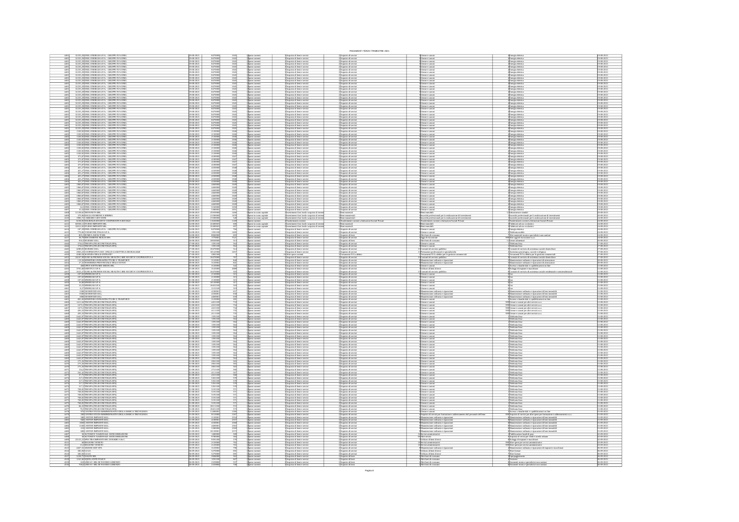PAGAMENTI TERZO TRIMESTRE 2021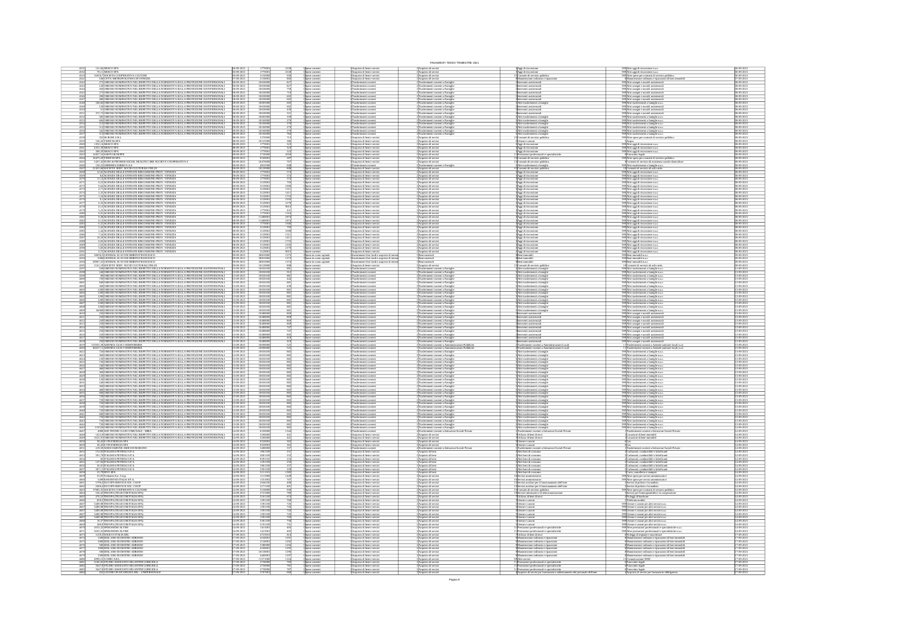PAGAMENTI TERZO TRIMESTRE 2021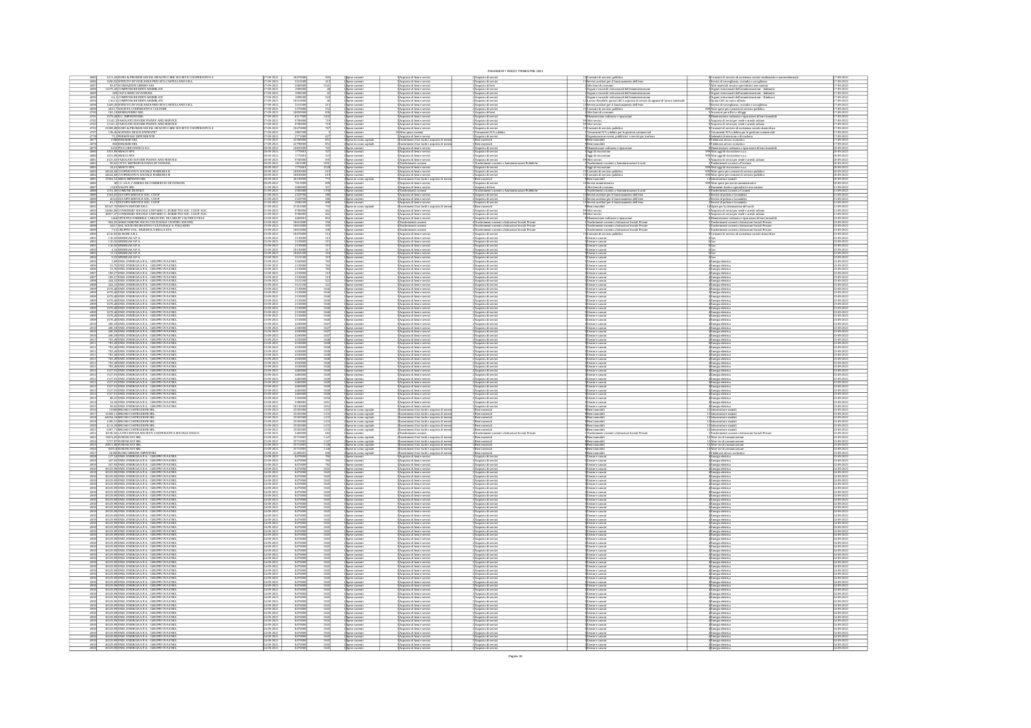PAGAMENTI TERZO TRIMESTRE 2021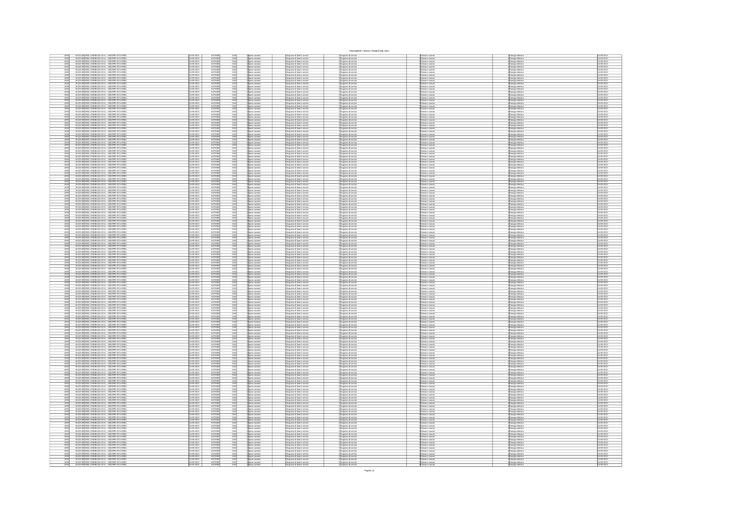PAGAMENTI TERZO TRIMESTRE 2021

| | | | | | | | | | | | | | | |
|---|---|---|---|---|---|---|---|---|---|---|---|---|---|---|
| 2850 | 30529 | ENEL ENERGIA S.P.A. - GRUPPO IVA ENEL | 14-09-2021 | 8,47000 | 0,00 | 1 | Spese correnti | 3 | Acquisto di beni e servizi | 2 | Acquisto di servizi | 5 | Utenze e canoni | 4 | Energia elettrica | 14-09-2021 |
| 2850 | 30529 | ENEL ENERGIA S.P.A. - GRUPPO IVA ENEL | 14-09-2021 | 8,47000 | 0,00 | 1 | Spese correnti | 3 | Acquisto di beni e servizi | 2 | Acquisto di servizi | 5 | Utenze e canoni | 4 | Energia elettrica | 14-09-2021 |
| 2850 | 30529 | ENEL ENERGIA S.P.A. - GRUPPO IVA ENEL | 14-09-2021 | 8,47000 | 0,00 | 1 | Spese correnti | 3 | Acquisto di beni e servizi | 2 | Acquisto di servizi | 5 | Utenze e canoni | 4 | Energia elettrica | 14-09-2021 |
| 2850 | 30529 | ENEL ENERGIA S.P.A. - GRUPPO IVA ENEL | 14-09-2021 | 8,47000 | 0,00 | 1 | Spese correnti | 3 | Acquisto di beni e servizi | 2 | Acquisto di servizi | 5 | Utenze e canoni | 4 | Energia elettrica | 14-09-2021 |
| 2850 | 30529 | ENEL ENERGIA S.P.A. - GRUPPO IVA ENEL | 14-09-2021 | 8,47000 | 0,00 | 1 | Spese correnti | 3 | Acquisto di beni e servizi | 2 | Acquisto di servizi | 5 | Utenze e canoni | 4 | Energia elettrica | 14-09-2021 |
| 2850 | 30529 | ENEL ENERGIA S.P.A. - GRUPPO IVA ENEL | 14-09-2021 | 8,47000 | 0,00 | 1 | Spese correnti | 3 | Acquisto di beni e servizi | 2 | Acquisto di servizi | 5 | Utenze e canoni | 4 | Energia elettrica | 14-09-2021 |
| 2850 | 30529 | ENEL ENERGIA S.P.A. - GRUPPO IVA ENEL | 14-09-2021 | 8,47000 | 0,00 | 1 | Spese correnti | 3 | Acquisto di beni e servizi | 2 | Acquisto di servizi | 5 | Utenze e canoni | 4 | Energia elettrica | 14-09-2021 |
| 2850 | 30529 | ENEL ENERGIA S.P.A. - GRUPPO IVA ENEL | 14-09-2021 | 8,47000 | 0,00 | 1 | Spese correnti | 3 | Acquisto di beni e servizi | 2 | Acquisto di servizi | 5 | Utenze e canoni | 4 | Energia elettrica | 14-09-2021 |
| 2850 | 30529 | ENEL ENERGIA S.P.A. - GRUPPO IVA ENEL | 14-09-2021 | 8,47000 | 0,00 | 1 | Spese correnti | 3 | Acquisto di beni e servizi | 2 | Acquisto di servizi | 5 | Utenze e canoni | 4 | Energia elettrica | 14-09-2021 |
| 2850 | 30529 | ENEL ENERGIA S.P.A. - GRUPPO IVA ENEL | 14-09-2021 | 8,47000 | 0,00 | 1 | Spese correnti | 3 | Acquisto di beni e servizi | 2 | Acquisto di servizi | 5 | Utenze e canoni | 4 | Energia elettrica | 14-09-2021 |
| 2850 | 30529 | ENEL ENERGIA S.P.A. - GRUPPO IVA ENEL | 14-09-2021 | 8,47000 | 0,00 | 1 | Spese correnti | 3 | Acquisto di beni e servizi | 2 | Acquisto di servizi | 5 | Utenze e canoni | 4 | Energia elettrica | 14-09-2021 |
| 2850 | 30529 | ENEL ENERGIA S.P.A. - GRUPPO IVA ENEL | 14-09-2021 | 8,47000 | 0,00 | 1 | Spese correnti | 3 | Acquisto di beni e servizi | 2 | Acquisto di servizi | 5 | Utenze e canoni | 4 | Energia elettrica | 14-09-2021 |
| 2850 | 30529 | ENEL ENERGIA S.P.A. - GRUPPO IVA ENEL | 14-09-2021 | 8,47000 | 0,00 | 1 | Spese correnti | 3 | Acquisto di beni e servizi | 2 | Acquisto di servizi | 5 | Utenze e canoni | 4 | Energia elettrica | 14-09-2021 |
| 2850 | 30529 | ENEL ENERGIA S.P.A. - GRUPPO IVA ENEL | 14-09-2021 | 8,47000 | 0,00 | 1 | Spese correnti | 3 | Acquisto di beni e servizi | 2 | Acquisto di servizi | 5 | Utenze e canoni | 4 | Energia elettrica | 14-09-2021 |
| 2850 | 30529 | ENEL ENERGIA S.P.A. - GRUPPO IVA ENEL | 14-09-2021 | 8,47000 | 0,00 | 1 | Spese correnti | 3 | Acquisto di beni e servizi | 2 | Acquisto di servizi | 5 | Utenze e canoni | 4 | Energia elettrica | 14-09-2021 |
| 2850 | 30529 | ENEL ENERGIA S.P.A. - GRUPPO IVA ENEL | 14-09-2021 | 8,47000 | 0,00 | 1 | Spese correnti | 3 | Acquisto di beni e servizi | 2 | Acquisto di servizi | 5 | Utenze e canoni | 4 | Energia elettrica | 14-09-2021 |
| 2850 | 30529 | ENEL ENERGIA S.P.A. - GRUPPO IVA ENEL | 14-09-2021 | 8,47000 | 0,00 | 1 | Spese correnti | 3 | Acquisto di beni e servizi | 2 | Acquisto di servizi | 5 | Utenze e canoni | 4 | Energia elettrica | 14-09-2021 |
| 2850 | 30529 | ENEL ENERGIA S.P.A. - GRUPPO IVA ENEL | 14-09-2021 | 8,47000 | 0,00 | 1 | Spese correnti | 3 | Acquisto di beni e servizi | 2 | Acquisto di servizi | 5 | Utenze e canoni | 4 | Energia elettrica | 14-09-2021 |
| 2850 | 30529 | ENEL ENERGIA S.P.A. - GRUPPO IVA ENEL | 14-09-2021 | 8,47000 | 0,00 | 1 | Spese correnti | 3 | Acquisto di beni e servizi | 2 | Acquisto di servizi | 5 | Utenze e canoni | 4 | Energia elettrica | 14-09-2021 |
| 2850 | 30529 | ENEL ENERGIA S.P.A. - GRUPPO IVA ENEL | 14-09-2021 | 8,47000 | 0,00 | 1 | Spese correnti | 3 | Acquisto di beni e servizi | 2 | Acquisto di servizi | 5 | Utenze e canoni | 4 | Energia elettrica | 14-09-2021 |
| 2850 | 30529 | ENEL ENERGIA S.P.A. - GRUPPO IVA ENEL | 14-09-2021 | 8,47000 | 0,00 | 1 | Spese correnti | 3 | Acquisto di beni e servizi | 2 | Acquisto di servizi | 5 | Utenze e canoni | 4 | Energia elettrica | 14-09-2021 |
| 2850 | 30529 | ENEL ENERGIA S.P.A. - GRUPPO IVA ENEL | 14-09-2021 | 8,47000 | 0,00 | 1 | Spese correnti | 3 | Acquisto di beni e servizi | 2 | Acquisto di servizi | 5 | Utenze e canoni | 4 | Energia elettrica | 14-09-2021 |
| 2850 | 30529 | ENEL ENERGIA S.P.A. - GRUPPO IVA ENEL | 14-09-2021 | 8,47000 | 0,00 | 1 | Spese correnti | 3 | Acquisto di beni e servizi | 2 | Acquisto di servizi | 5 | Utenze e canoni | 4 | Energia elettrica | 14-09-2021 |
| 2850 | 30529 | ENEL ENERGIA S.P.A. - GRUPPO IVA ENEL | 14-09-2021 | 8,47000 | 0,00 | 1 | Spese correnti | 3 | Acquisto di beni e servizi | 2 | Acquisto di servizi | 5 | Utenze e canoni | 4 | Energia elettrica | 14-09-2021 |
| 2850 | 30529 | ENEL ENERGIA S.P.A. - GRUPPO IVA ENEL | 14-09-2021 | 8,47000 | 0,00 | 1 | Spese correnti | 3 | Acquisto di beni e servizi | 2 | Acquisto di servizi | 5 | Utenze e canoni | 4 | Energia elettrica | 14-09-2021 |
| 2850 | 30529 | ENEL ENERGIA S.P.A. - GRUPPO IVA ENEL | 14-09-2021 | 8,47000 | 0,00 | 1 | Spese correnti | 3 | Acquisto di beni e servizi | 2 | Acquisto di servizi | 5 | Utenze e canoni | 4 | Energia elettrica | 14-09-2021 |
| 2850 | 30529 | ENEL ENERGIA S.P.A. - GRUPPO IVA ENEL | 14-09-2021 | 8,47000 | 0,00 | 1 | Spese correnti | 3 | Acquisto di beni e servizi | 2 | Acquisto di servizi | 5 | Utenze e canoni | 4 | Energia elettrica | 14-09-2021 |
| 2850 | 30529 | ENEL ENERGIA S.P.A. - GRUPPO IVA ENEL | 14-09-2021 | 8,47000 | 0,00 | 1 | Spese correnti | 3 | Acquisto di beni e servizi | 2 | Acquisto di servizi | 5 | Utenze e canoni | 4 | Energia elettrica | 14-09-2021 |
| 2850 | 30529 | ENEL ENERGIA S.P.A. - GRUPPO IVA ENEL | 14-09-2021 | 8,47000 | 0,00 | 1 | Spese correnti | 3 | Acquisto di beni e servizi | 2 | Acquisto di servizi | 5 | Utenze e canoni | 4 | Energia elettrica | 14-09-2021 |
| 2850 | 30529 | ENEL ENERGIA S.P.A. - GRUPPO IVA ENEL | 14-09-2021 | 8,47000 | 0,00 | 1 | Spese correnti | 3 | Acquisto di beni e servizi | 2 | Acquisto di servizi | 5 | Utenze e canoni | 4 | Energia elettrica | 14-09-2021 |
| 2850 | 30529 | ENEL ENERGIA S.P.A. - GRUPPO IVA ENEL | 14-09-2021 | 8,47000 | 0,00 | 1 | Spese correnti | 3 | Acquisto di beni e servizi | 2 | Acquisto di servizi | 5 | Utenze e canoni | 4 | Energia elettrica | 14-09-2021 |
| 2850 | 30529 | ENEL ENERGIA S.P.A. - GRUPPO IVA ENEL | 14-09-2021 | 8,47000 | 0,00 | 1 | Spese correnti | 3 | Acquisto di beni e servizi | 2 | Acquisto di servizi | 5 | Utenze e canoni | 4 | Energia elettrica | 14-09-2021 |
| 2850 | 30529 | ENEL ENERGIA S.P.A. - GRUPPO IVA ENEL | 14-09-2021 | 8,47000 | 0,00 | 1 | Spese correnti | 3 | Acquisto di beni e servizi | 2 | Acquisto di servizi | 5 | Utenze e canoni | 4 | Energia elettrica | 14-09-2021 |
| 2850 | 30529 | ENEL ENERGIA S.P.A. - GRUPPO IVA ENEL | 14-09-2021 | 8,47000 | 0,00 | 1 | Spese correnti | 3 | Acquisto di beni e servizi | 2 | Acquisto di servizi | 5 | Utenze e canoni | 4 | Energia elettrica | 14-09-2021 |
| 2850 | 30529 | ENEL ENERGIA S.P.A. - GRUPPO IVA ENEL | 14-09-2021 | 8,47000 | 0,00 | 1 | Spese correnti | 3 | Acquisto di beni e servizi | 2 | Acquisto di servizi | 5 | Utenze e canoni | 4 | Energia elettrica | 14-09-2021 |
| 2850 | 30529 | ENEL ENERGIA S.P.A. - GRUPPO IVA ENEL | 14-09-2021 | 8,47000 | 0,00 | 1 | Spese correnti | 3 | Acquisto di beni e servizi | 2 | Acquisto di servizi | 5 | Utenze e canoni | 4 | Energia elettrica | 14-09-2021 |
| 2850 | 30529 | ENEL ENERGIA S.P.A. - GRUPPO IVA ENEL | 14-09-2021 | 8,47000 | 0,00 | 1 | Spese correnti | 3 | Acquisto di beni e servizi | 2 | Acquisto di servizi | 5 | Utenze e canoni | 4 | Energia elettrica | 14-09-2021 |
| 2850 | 30529 | ENEL ENERGIA S.P.A. - GRUPPO IVA ENEL | 14-09-2021 | 8,47000 | 0,00 | 1 | Spese correnti | 3 | Acquisto di beni e servizi | 2 | Acquisto di servizi | 5 | Utenze e canoni | 4 | Energia elettrica | 14-09-2021 |
| 2850 | 30529 | ENEL ENERGIA S.P.A. - GRUPPO IVA ENEL | 14-09-2021 | 8,47000 | 0,00 | 1 | Spese correnti | 3 | Acquisto di beni e servizi | 2 | Acquisto di servizi | 5 | Utenze e canoni | 4 | Energia elettrica | 14-09-2021 |
| 2850 | 30529 | ENEL ENERGIA S.P.A. - GRUPPO IVA ENEL | 14-09-2021 | 8,47000 | 0,00 | 1 | Spese correnti | 3 | Acquisto di beni e servizi | 2 | Acquisto di servizi | 5 | Utenze e canoni | 4 | Energia elettrica | 14-09-2021 |
| 2850 | 30529 | ENEL ENERGIA S.P.A. - GRUPPO IVA ENEL | 14-09-2021 | 8,47000 | 0,00 | 1 | Spese correnti | 3 | Acquisto di beni e servizi | 2 | Acquisto di servizi | 5 | Utenze e canoni | 4 | Energia elettrica | 14-09-2021 |
| 2850 | 30529 | ENEL ENERGIA S.P.A. - GRUPPO IVA ENEL | 14-09-2021 | 8,47000 | 0,00 | 1 | Spese correnti | 3 | Acquisto di beni e servizi | 2 | Acquisto di servizi | 5 | Utenze e canoni | 4 | Energia elettrica | 14-09-2021 |
| 2850 | 30529 | ENEL ENERGIA S.P.A. - GRUPPO IVA ENEL | 14-09-2021 | 8,47000 | 0,00 | 1 | Spese correnti | 3 | Acquisto di beni e servizi | 2 | Acquisto di servizi | 5 | Utenze e canoni | 4 | Energia elettrica | 14-09-2021 |
| 2850 | 30529 | ENEL ENERGIA S.P.A. - GRUPPO IVA ENEL | 14-09-2021 | 8,47000 | 0,00 | 1 | Spese correnti | 3 | Acquisto di beni e servizi | 2 | Acquisto di servizi | 5 | Utenze e canoni | 4 | Energia elettrica | 14-09-2021 |
| 2850 | 30529 | ENEL ENERGIA S.P.A. - GRUPPO IVA ENEL | 14-09-2021 | 8,47000 | 0,00 | 1 | Spese correnti | 3 | Acquisto di beni e servizi | 2 | Acquisto di servizi | 5 | Utenze e canoni | 4 | Energia elettrica | 14-09-2021 |
| 2850 | 30529 | ENEL ENERGIA S.P.A. - GRUPPO IVA ENEL | 14-09-2021 | 8,47000 | 0,00 | 1 | Spese correnti | 3 | Acquisto di beni e servizi | 2 | Acquisto di servizi | 5 | Utenze e canoni | 4 | Energia elettrica | 14-09-2021 |
| 2850 | 30529 | ENEL ENERGIA S.P.A. - GRUPPO IVA ENEL | 14-09-2021 | 8,47000 | 0,00 | 1 | Spese correnti | 3 | Acquisto di beni e servizi | 2 | Acquisto di servizi | 5 | Utenze e canoni | 4 | Energia elettrica | 14-09-2021 |
| 2850 | 30529 | ENEL ENERGIA S.P.A. - GRUPPO IVA ENEL | 14-09-2021 | 8,47000 | 0,00 | 1 | Spese correnti | 3 | Acquisto di beni e servizi | 2 | Acquisto di servizi | 5 | Utenze e canoni | 4 | Energia elettrica | 14-09-2021 |
| 2850 | 30529 | ENEL ENERGIA S.P.A. - GRUPPO IVA ENEL | 14-09-2021 | 8,47000 | 0,00 | 1 | Spese correnti | 3 | Acquisto di beni e servizi | 2 | Acquisto di servizi | 5 | Utenze e canoni | 4 | Energia elettrica | 14-09-2021 |
| 2850 | 30529 | ENEL ENERGIA S.P.A. - GRUPPO IVA ENEL | 14-09-2021 | 8,47000 | 0,00 | 1 | Spese correnti | 3 | Acquisto di beni e servizi | 2 | Acquisto di servizi | 5 | Utenze e canoni | 4 | Energia elettrica | 14-09-2021 |
| 2850 | 30529 | ENEL ENERGIA S.P.A. - GRUPPO IVA ENEL | 14-09-2021 | 8,47000 | 0,00 | 1 | Spese correnti | 3 | Acquisto di beni e servizi | 2 | Acquisto di servizi | 5 | Utenze e canoni | 4 | Energia elettrica | 14-09-2021 |
| 2850 | 30529 | ENEL ENERGIA S.P.A. - GRUPPO IVA ENEL | 14-09-2021 | 8,47000 | 0,00 | 1 | Spese correnti | 3 | Acquisto di beni e servizi | 2 | Acquisto di servizi | 5 | Utenze e canoni | 4 | Energia elettrica | 14-09-2021 |
| 2850 | 30529 | ENEL ENERGIA S.P.A. - GRUPPO IVA ENEL | 14-09-2021 | 8,47000 | 0,00 | 1 | Spese correnti | 3 | Acquisto di beni e servizi | 2 | Acquisto di servizi | 5 | Utenze e canoni | 4 | Energia elettrica | 14-09-2021 |
| 2850 | 30529 | ENEL ENERGIA S.P.A. - GRUPPO IVA ENEL | 14-09-2021 | 8,47000 | 0,00 | 1 | Spese correnti | 3 | Acquisto di beni e servizi | 2 | Acquisto di servizi | 5 | Utenze e canoni | 4 | Energia elettrica | 14-09-2021 |
| 2850 | 30529 | ENEL ENERGIA S.P.A. - GRUPPO IVA ENEL | 14-09-2021 | 8,47000 | 0,00 | 1 | Spese correnti | 3 | Acquisto di beni e servizi | 2 | Acquisto di servizi | 5 | Utenze e canoni | 4 | Energia elettrica | 14-09-2021 |
| 2850 | 30529 | ENEL ENERGIA S.P.A. - GRUPPO IVA ENEL | 14-09-2021 | 8,47000 | 0,00 | 1 | Spese correnti | 3 | Acquisto di beni e servizi | 2 | Acquisto di servizi | 5 | Utenze e canoni | 4 | Energia elettrica | 14-09-2021 |
| 2850 | 30529 | ENEL ENERGIA S.P.A. - GRUPPO IVA ENEL | 14-09-2021 | 8,47000 | 0,00 | 1 | Spese correnti | 3 | Acquisto di beni e servizi | 2 | Acquisto di servizi | 5 | Utenze e canoni | 4 | Energia elettrica | 14-09-2021 |
| 2850 | 30529 | ENEL ENERGIA S.P.A. - GRUPPO IVA ENEL | 14-09-2021 | 8,47000 | 0,00 | 1 | Spese correnti | 3 | Acquisto di beni e servizi | 2 | Acquisto di servizi | 5 | Utenze e canoni | 4 | Energia elettrica | 14-09-2021 |
| 2850 | 30529 | ENEL ENERGIA S.P.A. - GRUPPO IVA ENEL | 14-09-2021 | 8,47000 | 0,00 | 1 | Spese correnti | 3 | Acquisto di beni e servizi | 2 | Acquisto di servizi | 5 | Utenze e canoni | 4 | Energia elettrica | 14-09-2021 |
| 2850 | 30529 | ENEL ENERGIA S.P.A. - GRUPPO IVA ENEL | 14-09-2021 | 8,47000 | 0,00 | 1 | Spese correnti | 3 | Acquisto di beni e servizi | 2 | Acquisto di servizi | 5 | Utenze e canoni | 4 | Energia elettrica | 14-09-2021 |
| 2850 | 30529 | ENEL ENERGIA S.P.A. - GRUPPO IVA ENEL | 14-09-2021 | 8,47000 | 0,00 | 1 | Spese correnti | 3 | Acquisto di beni e servizi | 2 | Acquisto di servizi | 5 | Utenze e canoni | 4 | Energia elettrica | 14-09-2021 |
| 2850 | 30529 | ENEL ENERGIA S.P.A. - GRUPPO IVA ENEL | 14-09-2021 | 8,47000 | 0,00 | 1 | Spese correnti | 3 | Acquisto di beni e servizi | 2 | Acquisto di servizi | 5 | Utenze e canoni | 4 | Energia elettrica | 14-09-2021 |
| 2850 | 30529 | ENEL ENERGIA S.P.A. - GRUPPO IVA ENEL | 14-09-2021 | 8,47000 | 0,00 | 1 | Spese correnti | 3 | Acquisto di beni e servizi | 2 | Acquisto di servizi | 5 | Utenze e canoni | 4 | Energia elettrica | 14-09-2021 |
| 2850 | 30529 | ENEL ENERGIA S.P.A. - GRUPPO IVA ENEL | 14-09-2021 | 8,47000 | 0,00 | 1 | Spese correnti | 3 | Acquisto di beni e servizi | 2 | Acquisto di servizi | 5 | Utenze e canoni | 4 | Energia elettrica | 14-09-2021 |
| 2850 | 30529 | ENEL ENERGIA S.P.A. - GRUPPO IVA ENEL | 14-09-2021 | 8,47000 | 0,00 | 1 | Spese correnti | 3 | Acquisto di beni e servizi | 2 | Acquisto di servizi | 5 | Utenze e canoni | 4 | Energia elettrica | 14-09-2021 |
| 2850 | 30529 | ENEL ENERGIA S.P.A. - GRUPPO IVA ENEL | 14-09-2021 | 8,47000 | 0,00 | 1 | Spese correnti | 3 | Acquisto di beni e servizi | 2 | Acquisto di servizi | 5 | Utenze e canoni | 4 | Energia elettrica | 14-09-2021 |
| 2850 | 30529 | ENEL ENERGIA S.P.A. - GRUPPO IVA ENEL | 14-09-2021 | 8,47000 | 0,00 | 1 | Spese correnti | 3 | Acquisto di beni e servizi | 2 | Acquisto di servizi | 5 | Utenze e canoni | 4 | Energia elettrica | 14-09-2021 |
| 2850 | 30529 | ENEL ENERGIA S.P.A. - GRUPPO IVA ENEL | 14-09-2021 | 8,47000 | 0,00 | 1 | Spese correnti | 3 | Acquisto di beni e servizi | 2 | Acquisto di servizi | 5 | Utenze e canoni | 4 | Energia elettrica | 14-09-2021 |
| 2850 | 30529 | ENEL ENERGIA S.P.A. - GRUPPO IVA ENEL | 14-09-2021 | 8,47000 | 0,00 | 1 | Spese correnti | 3 | Acquisto di beni e servizi | 2 | Acquisto di servizi | 5 | Utenze e canoni | 4 | Energia elettrica | 14-09-2021 |
| 2850 | 30529 | ENEL ENERGIA S.P.A. - GRUPPO IVA ENEL | 14-09-2021 | 8,47000 | 0,00 | 1 | Spese correnti | 3 | Acquisto di beni e servizi | 2 | Acquisto di servizi | 5 | Utenze e canoni | 4 | Energia elettrica | 14-09-2021 |
| 2850 | 30529 | ENEL ENERGIA S.P.A. - GRUPPO IVA ENEL | 14-09-2021 | 8,47000 | 0,00 | 1 | Spese correnti | 3 | Acquisto di beni e servizi | 2 | Acquisto di servizi | 5 | Utenze e canoni | 4 | Energia elettrica | 14-09-2021 |
| 2850 | 30529 | ENEL ENERGIA S.P.A. - GRUPPO IVA ENEL | 14-09-2021 | 8,47000 | 0,00 | 1 | Spese correnti | 3 | Acquisto di beni e servizi | 2 | Acquisto di servizi | 5 | Utenze e canoni | 4 | Energia elettrica | 14-09-2021 |
| 2850 | 30529 | ENEL ENERGIA S.P.A. - GRUPPO IVA ENEL | 14-09-2021 | 8,47000 | 0,00 | 1 | Spese correnti | 3 | Acquisto di beni e servizi | 2 | Acquisto di servizi | 5 | Utenze e canoni | 4 | Energia elettrica | 14-09-2021 |
| 2850 | 30529 | ENEL ENERGIA S.P.A. - GRUPPO IVA ENEL | 14-09-2021 | 8,47000 | 0,00 | 1 | Spese correnti | 3 | Acquisto di beni e servizi | 2 | Acquisto di servizi | 5 | Utenze e canoni | 4 | Energia elettrica | 14-09-2021 |
| 2850 | 30529 | ENEL ENERGIA S.P.A. - GRUPPO IVA ENEL | 14-09-2021 | 8,47000 | 0,00 | 1 | Spese correnti | 3 | Acquisto di beni e servizi | 2 | Acquisto di servizi | 5 | Utenze e canoni | 4 | Energia elettrica | 14-09-2021 |
| 2850 | 30529 | ENEL ENERGIA S.P.A. - GRUPPO IVA ENEL | 14-09-2021 | 8,47000 | 0,00 | 1 | Spese correnti | 3 | Acquisto di beni e servizi | 2 | Acquisto di servizi | 5 | Utenze e canoni | 4 | Energia elettrica | 14-09-2021 |
| 2850 | 30529 | ENEL ENERGIA S.P.A. - GRUPPO IVA ENEL | 14-09-2021 | 8,47000 | 0,00 | 1 | Spese correnti | 3 | Acquisto di beni e servizi | 2 | Acquisto di servizi | 5 | Utenze e canoni | 4 | Energia elettrica | 14-09-2021 |
| 2850 | 30529 | ENEL ENERGIA S.P.A. - GRUPPO IVA ENEL | 14-09-2021 | 8,47000 | 0,00 | 1 | Spese correnti | 3 | Acquisto di beni e servizi | 2 | Acquisto di servizi | 5 | Utenze e canoni | 4 | Energia elettrica | 14-09-2021 |
| 2850 | 30529 | ENEL ENERGIA S.P.A. - GRUPPO IVA ENEL | 14-09-2021 | 8,47000 | 0,00 | 1 | Spese correnti | 3 | Acquisto di beni e servizi | 2 | Acquisto di servizi | 5 | Utenze e canoni | 4 | Energia elettrica | 14-09-2021 |
| 2850 | 30529 | ENEL ENERGIA S.P.A. - GRUPPO IVA ENEL | 14-09-2021 | 8,47000 | 0,00 | 1 | Spese correnti | 3 | Acquisto di beni e servizi | 2 | Acquisto di servizi | 5 | Utenze e canoni | 4 | Energia elettrica | 14-09-2021 |
| 2850 | 30529 | ENEL ENERGIA S.P.A. - GRUPPO IVA ENEL | 14-09-2021 | 8,47000 | 0,00 | 1 | Spese correnti | 3 | Acquisto di beni e servizi | 2 | Acquisto di servizi | 5 | Utenze e canoni | 4 | Energia elettrica | 14-09-2021 |
| 2850 | 30529 | ENEL ENERGIA S.P.A. - GRUPPO IVA ENEL | 14-09-2021 | 8,47000 | 0,00 | 1 | Spese correnti | 3 | Acquisto di beni e servizi | 2 | Acquisto di servizi | 5 | Utenze e canoni | 4 | Energia elettrica | 14-09-2021 |
| 2850 | 30529 | ENEL ENERGIA S.P.A. - GRUPPO IVA ENEL | 14-09-2021 | 8,47000 | 0,00 | 1 | Spese correnti | 3 | Acquisto di beni e servizi | 2 | Acquisto di servizi | 5 | Utenze e canoni | 4 | Energia elettrica | 14-09-2021 |
| 2850 | 30529 | ENEL ENERGIA S.P.A. - GRUPPO IVA ENEL | 14-09-2021 | 8,47000 | 0,00 | 1 | Spese correnti | 3 | Acquisto di beni e servizi | 2 | Acquisto di servizi | 5 | Utenze e canoni | 4 | Energia elettrica | 14-09-2021 |
| 2850 | 30529 | ENEL ENERGIA S.P.A. - GRUPPO IVA ENEL | 14-09-2021 | 8,47000 | 0,00 | 1 | Spese correnti | 3 | Acquisto di beni e servizi | 2 | Acquisto di servizi | 5 | Utenze e canoni | 4 | Energia elettrica | 14-09-2021 |
| 2850 | 30529 | ENEL ENERGIA S.P.A. - GRUPPO IVA ENEL | 14-09-2021 | 8,47000 | 0,00 | 1 | Spese correnti | 3 | Acquisto di beni e servizi | 2 | Acquisto di servizi | 5 | Utenze e canoni | 4 | Energia elettrica | 14-09-2021 |
| 2850 | 30529 | ENEL ENERGIA S.P.A. - GRUPPO IVA ENEL | 14-09-2021 | 8,47000 | 0,00 | 1 | Spese correnti | 3 | Acquisto di beni e servizi | 2 | Acquisto di servizi | 5 | Utenze e canoni | 4 | Energia elettrica | 14-09-2021 |
| 2850 | 30529 | ENEL ENERGIA S.P.A. - GRUPPO IVA ENEL | 14-09-2021 | 8,47000 | 0,00 | 1 | Spese correnti | 3 | Acquisto di beni e servizi | 2 | Acquisto di servizi | 5 | Utenze e canoni | 4 | Energia elettrica | 14-09-2021 |
| 2850 | 30529 | ENEL ENERGIA S.P.A. - GRUPPO IVA ENEL | 14-09-2021 | 8,47000 | 0,00 | 1 | Spese correnti | 3 | Acquisto di beni e servizi | 2 | Acquisto di servizi | 5 | Utenze e canoni | 4 | Energia elettrica | 14-09-2021 |
| 2850 | 30529 | ENEL ENERGIA S.P.A. - GRUPPO IVA ENEL | 14-09-2021 | 8,47000 | 0,00 | 1 | Spese correnti | 3 | Acquisto di beni e servizi | 2 | Acquisto di servizi | 5 | Utenze e canoni | 4 | Energia elettrica | 14-09-2021 |
| 2850 | 30529 | ENEL ENERGIA S.P.A. - GRUPPO IVA ENEL | 14-09-2021 | 8,47000 | 0,00 | 1 | Spese correnti | 3 | Acquisto di beni e servizi | 2 | Acquisto di servizi | 5 | Utenze e canoni | 4 | Energia elettrica | 14-09-2021 |
| 2850 | 30529 | ENEL ENERGIA S.P.A. - GRUPPO IVA ENEL | 14-09-2021 | 8,47000 | 0,00 | 1 | Spese correnti | 3 | Acquisto di beni e servizi | 2 | Acquisto di servizi | 5 | Utenze e canoni | 4 | Energia elettrica | 14-09-2021 |
| 2850 | 30529 | ENEL ENERGIA S.P.A. - GRUPPO IVA ENEL | 14-09-2021 | 8,47000 | 0,00 | 1 | Spese correnti | 3 | Acquisto di beni e servizi | 2 | Acquisto di servizi | 5 | Utenze e canoni | 4 | Energia elettrica | 14-09-2021 |
| 2850 | 30529 | ENEL ENERGIA S.P.A. - GRUPPO IVA ENEL | 14-09-2021 | 8,47000 | 0,00 | 1 | Spese correnti | 3 | Acquisto di beni e servizi | 2 | Acquisto di servizi | 5 | Utenze e canoni | 4 | Energia elettrica | 14-09-2021 |
| 2850 | 30529 | ENEL ENERGIA S.P.A. - GRUPPO IVA ENEL | 14-09-2021 | 8,47000 | 0,00 | 1 | Spese correnti | 3 | Acquisto di beni e servizi | 2 | Acquisto di servizi | 5 | Utenze e canoni | 4 | Energia elettrica | 14-09-2021 |
| 2850 | 30529 | ENEL ENERGIA S.P.A. - GRUPPO IVA ENEL | 14-09-2021 | 8,47000 | 0,00 | 1 | Spese correnti | 3 | Acquisto di beni e servizi | 2 | Acquisto di servizi | 5 | Utenze e canoni | 4 | Energia elettrica | 14-09-2021 |
| 2850 | 30529 | ENEL ENERGIA S.P.A. - GRUPPO IVA ENEL | 14-09-2021 | 8,47000 | 0,00 | 1 | Spese correnti | 3 | Acquisto di beni e servizi | 2 | Acquisto di servizi | 5 | Utenze e canoni | 4 | Energia elettrica | 14-09-2021 |
| 2850 | 30529 | ENEL ENERGIA S.P.A. - GRUPPO IVA ENEL | 14-09-2021 | 8,47000 | 0,00 | 1 | Spese correnti | 3 | Acquisto di beni e servizi | 2 | Acquisto di servizi | 5 | Utenze e canoni | 4 | Energia elettrica | 14-09-2021 |
| 2850 | 30529 | ENEL ENERGIA S.P.A. - GRUPPO IVA ENEL | 14-09-2021 | 8,47000 | 0,00 | 1 | Spese correnti | 3 | Acquisto di beni e servizi | 2 | Acquisto di servizi | 5 | Utenze e canoni | 4 | Energia elettrica | 14-09-2021 |
| 2850 | 30529 | ENEL ENERGIA S.P.A. - GRUPPO IVA ENEL | 14-09-2021 | 8,47000 | 0,00 | 1 | Spese correnti | 3 | Acquisto di beni e servizi | 2 | Acquisto di servizi | 5 | Utenze e canoni | 4 | Energia elettrica | 14-09-2021 |
| 2850 | 30529 | ENEL ENERGIA S.P.A. - GRUPPO IVA ENEL | 14-09-2021 | 8,47000 | 0,00 | 1 | Spese correnti | 3 | Acquisto di beni e servizi | 2 | Acquisto di servizi | 5 | Utenze e canoni | 4 | Energia elettrica | 14-09-2021 |
| 2850 | 30529 | ENEL ENERGIA S.P.A. - GRUPPO IVA ENEL | 14-09-2021 | 8,47000 | 0,00 | 1 | Spese correnti | 3 | Acquisto di beni e servizi | 2 | Acquisto di servizi | 5 | Utenze e canoni | 4 | Energia elettrica | 14-09-2021 |
| 2850 | 30529 | ENEL ENERGIA S.P.A. - GRUPPO IVA ENEL | 14-09-2021 | 8,47000 | 0,00 | 1 | Spese correnti | 3 | Acquisto di beni e servizi | 2 | Acquisto di servizi | 5 | Utenze e canoni | 4 | Energia elettrica | 14-09-2021 |
| 2850 | 30529 | ENEL ENERGIA S.P.A. - GRUPPO IVA ENEL | 14-09-2021 | 8,47000 | 0,00 | 1 | Spese correnti | 3 | Acquisto di beni e servizi | 2 | Acquisto di servizi | 5 | Utenze e canoni | 4 | Energia elettrica | 14-09-2021 |
| 2850 | 30529 | ENEL ENERGIA S.P.A. - GRUPPO IVA ENEL | 14-09-2021 | 8,47000 | 0,00 | 1 | Spese correnti | 3 | Acquisto di beni e servizi | 2 | Acquisto di servizi | 5 | Utenze e canoni | 4 | Energia elettrica | 14-09-2021 |
| 2850 | 30529 | ENEL ENERGIA S.P.A. - GRUPPO IVA ENEL | 14-09-2021 | 8,47000 | 0,00 | 1 | Spese correnti | 3 | Acquisto di beni e servizi | 2 | Acquisto di servizi | 5 | Utenze e canoni | 4 | Energia elettrica | 14-09-2021 |
| 2850 | 30529 | ENEL ENERGIA S.P.A. - GRUPPO IVA ENEL | 14-09-2021 | 8,47000 | 0,00 | 1 | Spese correnti | 3 | Acquisto di beni e servizi | 2 | Acquisto di servizi | 5 | Utenze e canoni | 4 | Energia elettrica | 14-09-2021 |
| 2850 | 30529 | ENEL ENERGIA S.P.A. - GRUPPO IVA ENEL | 14-09-2021 | 8,47000 | 0,00 | 1 | Spese correnti | 3 | Acquisto di beni e servizi | 2 | Acquisto di servizi | 5 | Utenze e canoni | 4 | Energia elettrica | 14-09-2021 |
| 2850 | 30529 | ENEL ENERGIA S.P.A. - GRUPPO IVA ENEL | 14-09-2021 | 8,47000 | 0,00 | 1 | Spese correnti | 3 | Acquisto di beni e servizi | 2 | Acquisto di servizi | 5 | Utenze e canoni | 4 | Energia elettrica | 14-09-2021 |
| 2850 | 30529 | ENEL ENERGIA S.P.A. - GRUPPO IVA ENEL | 14-09-2021 | 8,47000 | 0,00 | 1 | Spese correnti | 3 | Acquisto di beni e servizi | 2 | Acquisto di servizi | 5 | Utenze e canoni | 4 | Energia elettrica | 14-09-2021 |
| 2850 | 30529 | ENEL ENERGIA S.P.A. - GRUPPO IVA ENEL | 14-09-2021 | 8,47000 | 0,00 | 1 | Spese correnti | 3 | Acquisto di beni e servizi | 2 | Acquisto di servizi | 5 | Utenze e canoni | 4 | Energia elettrica | 14-09-2021 |
| 2850 | 30529 | ENEL ENERGIA S.P.A. - GRUPPO IVA ENEL | 14-09-2021 | 8,47000 | 0,00 | 1 | Spese correnti | 3 | Acquisto di beni e servizi | 2 | Acquisto di servizi | 5 | Utenze e canoni | 4 | Energia elettrica | 14-09-2021 |
| 2850 | 30529 | ENEL ENERGIA S.P.A. - GRUPPO IVA ENEL | 14-09-2021 | 8,47000 | 0,00 | 1 | Spese correnti | 3 | Acquisto di beni e servizi | 2 | Acquisto di servizi | 5 | Utenze e canoni | 4 | Energia elettrica | 14-09-2021 |
| 2850 | 30529 | ENEL ENERGIA S.P.A. - GRUPPO IVA ENEL | 14-09-2021 | 8,47000 | 0,00 | 1 | Spese correnti | 3 | Acquisto di beni e servizi | 2 | Acquisto di servizi | 5 | Utenze e canoni | 4 | Energia elettrica | 14-09-2021 |
| 2850 | 30529 | ENEL ENERGIA S.P.A. - GRUPPO IVA ENEL | 14-09-2021 | 8,47000 | 0,00 | 1 | Spese correnti | 3 | Acquisto di beni e servizi | 2 | Acquisto di servizi | 5 | Utenze e canoni | 4 | Energia elettrica | 14-09-2021 |
| 2850 | 30529 | ENEL ENERGIA S.P.A. - GRUPPO IVA ENEL | 14-09-2021 | 8,47000 | 0,00 | 1 | Spese correnti | 3 | Acquisto di beni e servizi | 2 | Acquisto di servizi | 5 | Utenze e canoni | 4 | Energia elettrica | 14-09-2021 |
| 2850 | 30529 | ENEL ENERGIA S.P.A. - GRUPPO IVA ENEL | 14-09-2021 | 8,47000 | 0,00 | 1 | Spese correnti | 3 | Acquisto di beni e servizi | 2 | Acquisto di servizi | 5 | Utenze e canoni | 4 | Energia elettrica | 14-09-2021 |
| 2850 | 30529 | ENEL ENERGIA S.P.A. - GRUPPO IVA ENEL | 14-09-2021 | 8,47000 | 0,00 | 1 | Spese correnti | 3 | Acquisto di beni e servizi | 2 | Acquisto di servizi | 5 | Utenze e canoni | 4 | Energia elettrica | 14-09-2021 |
| 2850 | 30529 | ENEL ENERGIA S.P.A. - GRUPPO IVA ENEL | 14-09-2021 | 8,47000 | 0,00 | 1 | Spese correnti | 3 | Acquisto di beni e servizi | 2 | Acquisto di servizi | 5 | Utenze e canoni | 4 | Energia elettrica | 14-09-2021 |
| 2850 | 30529 | ENEL ENERGIA S.P.A. - GRUPPO IVA ENEL | 14-09-2021 | 8,47000 | 0,00 | 1 | Spese correnti | 3 | Acquisto di beni e servizi | 2 | Acquisto di servizi | 5 | Utenze e canoni | 4 | Energia elettrica | 14-09-2021 |
| 2850 | 30529 | ENEL ENERGIA S.P.A. - GRUPPO IVA ENEL | 14-09-2021 | 8,47000 | 0,00 | 1 | Spese correnti | 3 | Acquisto di beni e servizi | 2 | Acquisto di servizi | 5 | Utenze e canoni | 4 | Energia elettrica | 14-09-2021 |
| 2850 | 30529 | ENEL ENERGIA S.P.A. - GRUPPO IVA ENEL | 14-09-2021 | 8,47000 | 0,00 | 1 | Spese correnti | 3 | Acquisto di beni e servizi | 2 | Acquisto di servizi | 5 | Utenze e canoni | 4 | Energia elettrica | 14-09-2021 |
| 2850 | 30529 | ENEL ENERGIA S.P.A. - GRUPPO IVA ENEL | 14-09-2021 | 8,47000 | 0,00 | 1 | Spese correnti | 3 | Acquisto di beni e servizi | 2 | Acquisto di servizi | 5 | Utenze e canoni | 4 | Energia elettrica | 14-09-2021 |
| 2850 | 30529 | ENEL ENERGIA S.P.A. - GRUPPO IVA ENEL | 14-09-2021 | 8,47000 | 0,00 | 1 | Spese correnti | 3 | Acquisto di beni e servizi | 2 | Acquisto di servizi | 5 | Utenze e canoni | 4 | Energia elettrica | 14-09-2021 |
| 2850 | 30529 | ENEL ENERGIA S.P.A. - GRUPPO IVA ENEL | 14-09-2021 | 8,47000 | 0,00 | 1 | Spese correnti | 3 | Acquisto di beni e servizi | 2 | Acquisto di servizi | 5 | Utenze e canoni | 4 | Energia elettrica | 14-09-2021 |
| 2850 | 30529 | ENEL ENERGIA S.P.A. - GRUPPO IVA ENEL | 14-09-2021 | 8,47000 | 0,00 | 1 | Spese correnti | 3 | Acquisto di beni e servizi | 2 | Acquisto di servizi | 5 | Utenze e canoni | 4 | Energia elettrica | 14-09-2021 |
| 2850 | 30529 | ENEL ENERGIA S.P.A. - GRUPPO IVA ENEL | 14-09-2021 | 8,47000 | 0,00 | 1 | Spese correnti | 3 | Acquisto di beni e servizi | 2 | Acquisto di servizi | 5 | Utenze e canoni | 4 | Energia elettrica | 14-09-2021 |
| 2850 | 30529 | ENEL ENERGIA S.P.A. - GRUPPO IVA ENEL | 14-09-2021 | 8,47000 | 0,00 | 1 | Spese correnti | 3 | Acquisto di beni e servizi | 2 | Acquisto di servizi | 5 | Utenze e canoni | 4 | Energia elettrica | 14-09-2021 |
| 2850 | 30529 | ENEL ENERGIA S.P.A. - GRUPPO IVA ENEL | 14-09-2021 | 8,47000 | 0,00 | 1 | Spese correnti | 3 | Acquisto di beni e servizi | 2 | Acquisto di servizi | 5 | Utenze e canoni | 4 | Energia elettrica | 14-09-2021 |
| 2850 | 30529 | ENEL ENERGIA S.P.A. - GRUPPO IVA ENEL | 14-09-2021 | 8,47000 | 0,00 | 1 | Spese correnti | 3 | Acquisto di beni e servizi | 2 | Acquisto di servizi | 5 | Utenze e canoni | 4 | Energia elettrica | 14-09-2021 |
| 2850 | 30529 | ENEL ENERGIA S.P.A. - GRUPPO IVA ENEL | 14-09-2021 | 8,47000 | 0,00 | 1 | Spese correnti | 3 | Acquisto di beni e servizi | 2 | Acquisto di servizi | 5 | Utenze e canoni | 4 | Energia elettrica | 14-09-2021 |
| 2850 | 30529 | ENEL ENERGIA S.P.A. - GRUPPO IVA ENEL | 14-09-2021 | 8,47000 | 0,00 | 1 | Spese correnti | 3 | Acquisto di beni e servizi | 2 | Acquisto di servizi | 5 | Utenze e canoni | 4 | Energia elettrica | 14-09-2021 |
| 2850 | 30529 | ENEL ENERGIA S.P.A. - GRUPPO IVA ENEL | 14-09-2021 | 8,47000 | 0,00 | 1 | Spese correnti | 3 | Acquisto di beni e servizi | 2 | Acquisto di servizi | 5 | Utenze e canoni | 4 | Energia elettrica | 14-09-2021 |
| 2850 | 30529 | ENEL ENERGIA S.P.A. - GRUPPO IVA ENEL | 14-09-2021 | 8,47000 | 0,00 | 1 | Spese correnti | 3 | Acquisto di beni e servizi | 2 | Acquisto di servizi | 5 | Utenze e canoni | 4 | Energia elettrica | 14-09-2021 |
| 2850 | 30529 | ENEL ENERGIA S.P.A. - GRUPPO IVA ENEL | 14-09-2021 | 8,47000 | 0,00 | 1 | Spese correnti | 3 | Acquisto di beni e servizi | 2 | Acquisto di servizi | 5 | Utenze e canoni | 4 | Energia elettrica | 14-09-2021 |
| 2850 | 30529 | ENEL ENERGIA S.P.A. - GRUPPO IVA ENEL | 14-09-2021 | 8,47000 | 0,00 | 1 | Spese correnti | 3 | Acquisto di beni e servizi | 2 | Acquisto di servizi | 5 | Utenze e canoni | 4 | Energia elettrica | 14-09-2021 |
| 2850 | 30529 | ENEL ENERGIA S.P.A. - GRUPPO IVA ENEL | 14-09-2021 | 8,47000 | 0,00 | 1 | Spese correnti | 3 | Acquisto di beni e servizi | 2 | Acquisto di servizi | 5 | Utenze e canoni | 4 | Energia elettrica | 14-09-2021 |
| 2850 | 30529 | ENEL ENERGIA S.P.A. - GRUPPO IVA ENEL | 14-09-2021 | 8,47000 | 0,00 | 1 | Spese correnti | 3 | Acquisto di beni e servizi | 2 | Acquisto di servizi | 5 | Utenze e canoni | 4 | Energia elettrica | 14-09-2021 |
| 2850 | 30529 | ENEL ENERGIA S.P.A. - GRUPPO IVA ENEL | 14-09-2021 | 8,47000 | 0,00 | 1 | Spese correnti | 3 | Acquisto di beni e servizi | 2 | Acquisto di servizi | 5 | Utenze e canoni | 4 | Energia elettrica | 14-09-2021 |
| 2850 | 30529 | ENEL ENERGIA S.P.A. - GRUPPO IVA ENEL | 14-09-2021 | 8,47000 | 0,00 | 1 | Spese correnti | 3 | Acquisto di beni e servizi | 2 | Acquisto di servizi | 5 | Utenze e canoni | 4 | Energia elettrica | 14-09-2021 |
| 2850 | 30529 | ENEL ENERGIA S.P.A. - GRUPPO IVA ENEL | 14-09-2021 | 8,47000 | 0,00 | 1 | Spese correnti | 3 | Acquisto di beni e servizi | 2 | Acquisto di servizi | 5 | Utenze e canoni | 4 | Energia elettrica | 14-09-2021 |
| 2850 | 30529 | ENEL ENERGIA S.P.A. - GRUPPO IVA ENEL | 14-09-2021 | 8,47000 | 0,00 | 1 | Spese correnti | 3 | Acquisto di beni e servizi | 2 | Acquisto di servizi | 5 | Utenze e canoni | 4 | Energia elettrica | 14-09-2021 |
| 2850 | 30529 | ENEL ENERGIA S.P.A. - GRUPPO IVA ENEL | 14-09-2021 | 8,47000 | 0,00 | 1 | Spese correnti | 3 | Acquisto di beni e servizi | 2 | Acquisto di servizi | 5 | Utenze e canoni | 4 | Energia elettrica | 14-09-2021 |
| 2850 | 30529 | ENEL ENERGIA S.P.A. - GRUPPO IVA ENEL | 14-09-2021 | 8,47000 | 0,00 | 1 | Spese correnti | 3 | Acquisto di beni e servizi | 2 | Acquisto di servizi | 5 | Utenze e canoni | 4 | Energia elettrica | 14-09-2021 |
| 2850 | 30529 | ENEL ENERGIA S.P.A. - GRUPPO IVA ENEL | 14-09-2021 | 8,47000 | 0,00 | 1 | Spese correnti | 3 | Acquisto di beni e servizi | 2 | Acquisto di servizi | 5 | Utenze e canoni | 4 | Energia elettrica | 14-09-2021 |
| 2850 | 30529 | ENEL ENERGIA S.P.A. - GRUPPO IVA ENEL | 14-09-2021 | 8,47000 | 0,00 | 1 | Spese correnti | 3 | Acquisto di beni e servizi | 2 | Acquisto di servizi | 5 | Utenze e canoni | 4 | Energia elettrica | 14-09-2021 |
| 2850 | 30529 | ENEL ENERGIA S.P.A. - GRUPPO IVA ENEL | 14-09-2021 | 8,47000 | 0,00 | 1 | Spese correnti | 3 | Acquisto di beni e servizi | 2 | Acquisto di servizi | 5 | Utenze e canoni | 4 | Energia elettrica | 14-09-2021 |
| 2850 | 30529 | ENEL ENERGIA S.P.A. - GRUPPO IVA ENEL | 14-09-2021 | 8,47000 | 0,00 | 1 | Spese correnti | 3 | Acquisto di beni e servizi | 2 | Acquisto di servizi | 5 | Utenze e canoni | 4 | Energia elettrica | 14-09-2021 |
| 2850 | 30529 | ENEL ENERGIA S.P.A. - GRUPPO IVA ENEL | 14-09-2021 | 8,47000 | 0,00 | 1 | Spese correnti | 3 | Acquisto di beni e servizi | 2 | Acquisto di servizi | 5 | Utenze e canoni | 4 | Energia elettrica | 14-09-2021 |
| 2850 | 30529 | ENEL ENERGIA S.P.A. - GRUPPO IVA ENEL | 14-09-2021 | 8,47000 | 0,00 | 1 | Spese correnti | 3 | Acquisto di beni e servizi | 2 | Acquisto di servizi | 5 | Utenze e canoni | 4 | Energia elettrica | 14-09-2021 |
| 2850 | 30529 | ENEL ENERGIA S.P.A. - GRUPPO IVA ENEL | 14-09-2021 | 8,47000 | 0,00 | 1 | Spese correnti | 3 | Acquisto di beni e servizi | 2 | Acquisto di servizi | 5 | Utenze e canoni | 4 | Energia elettrica | 14-09-2021 |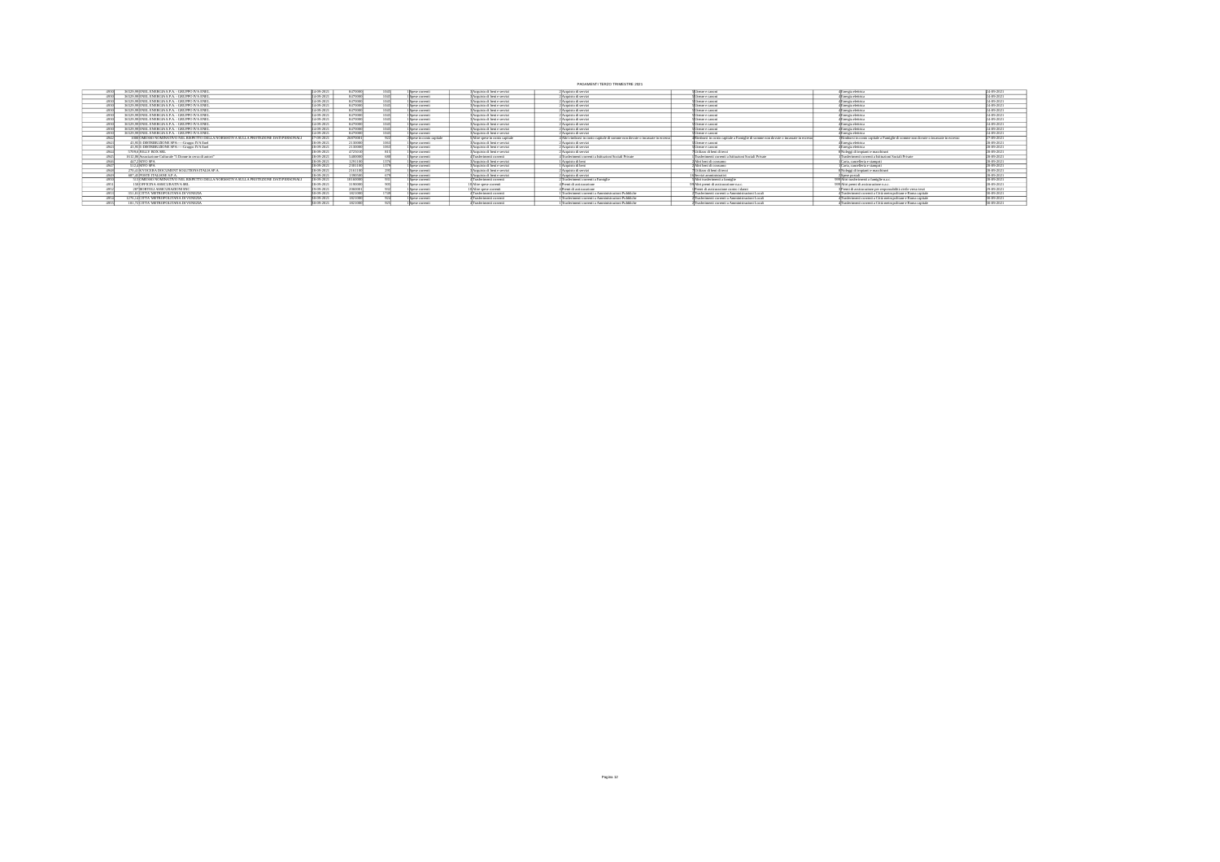PAGAMENTI TERZO TRIMESTRE 2021

| | | | | | | | | | | | | | | | | |
|---|---|---|---|---|---|---|---|---|---|---|---|---|---|---|---|---|
| 4930 | 30.529,99 | ENEL ENERGIA S.P.A. - GRUPPO IVA ENEL | 14-09-2021 | 8470000 | 1610 | 1 | Spese correnti | 3 | Acquisto di beni e servizi | 2 | Acquisto di servizi | 5 | Utenze e canoni | 4 | Energia elettrica | 14-09-2021 |
| 4930 | 30.529,99 | ENEL ENERGIA S.P.A. - GRUPPO IVA ENEL | 14-09-2021 | 8470000 | 1610 | 1 | Spese correnti | 3 | Acquisto di beni e servizi | 2 | Acquisto di servizi | 5 | Utenze e canoni | 4 | Energia elettrica | 14-09-2021 |
| 4930 | 30.529,99 | ENEL ENERGIA S.P.A. - GRUPPO IVA ENEL | 14-09-2021 | 8470000 | 1610 | 1 | Spese correnti | 3 | Acquisto di beni e servizi | 2 | Acquisto di servizi | 5 | Utenze e canoni | 4 | Energia elettrica | 14-09-2021 |
| 4930 | 30.529,99 | ENEL ENERGIA S.P.A. - GRUPPO IVA ENEL | 14-09-2021 | 8470000 | 1610 | 1 | Spese correnti | 3 | Acquisto di beni e servizi | 2 | Acquisto di servizi | 5 | Utenze e canoni | 4 | Energia elettrica | 14-09-2021 |
| 4930 | 30.529,99 | ENEL ENERGIA S.P.A. - GRUPPO IVA ENEL | 14-09-2021 | 8470000 | 1610 | 1 | Spese correnti | 3 | Acquisto di beni e servizi | 2 | Acquisto di servizi | 5 | Utenze e canoni | 4 | Energia elettrica | 14-09-2021 |
| 4930 | 30.529,99 | ENEL ENERGIA S.P.A. - GRUPPO IVA ENEL | 14-09-2021 | 8470000 | 1610 | 1 | Spese correnti | 3 | Acquisto di beni e servizi | 2 | Acquisto di servizi | 5 | Utenze e canoni | 4 | Energia elettrica | 14-09-2021 |
| 4930 | 30.529,99 | ENEL ENERGIA S.P.A. - GRUPPO IVA ENEL | 14-09-2021 | 8470000 | 1610 | 1 | Spese correnti | 3 | Acquisto di beni e servizi | 2 | Acquisto di servizi | 5 | Utenze e canoni | 4 | Energia elettrica | 14-09-2021 |
| 4930 | 30.529,99 | ENEL ENERGIA S.P.A. - GRUPPO IVA ENEL | 14-09-2021 | 8470000 | 1610 | 1 | Spese correnti | 3 | Acquisto di beni e servizi | 2 | Acquisto di servizi | 5 | Utenze e canoni | 4 | Energia elettrica | 14-09-2021 |
| 4930 | 30.529,99 | ENEL ENERGIA S.P.A. - GRUPPO IVA ENEL | 14-09-2021 | 8470000 | 1610 | 1 | Spese correnti | 3 | Acquisto di beni e servizi | 2 | Acquisto di servizi | 5 | Utenze e canoni | 4 | Energia elettrica | 14-09-2021 |
| 4942 | 1000,00 | RIMBORSO NOMINATIVO NEL RISPETTO DELLA NORMATIVA SULLA PROTEZIONE DATI PERSONALI | 17-09-2021 | 2647000 | 922 | 2 | Spese in conto capitale | 5 | Altre spese in conto capitale | 2 | Altri rimborsi in conto capitale di somme non dovute o incassate in eccesso | 4 | Rimborsi in conto capitale a Famiglie di somme non dovute o incassate in eccesso | 1 | Rimborsi in conto capitale a Famiglie di somme non dovute o incassate in eccesso | 17-09-2021 |
| 4943 | 43,95 | E-DISTRIBUZIONE SPA - Gruppo IVA Enel | 20-09-2021 | 2130000 | 1010 | 1 | Spese correnti | 3 | Acquisto di beni e servizi | 2 | Acquisto di servizi | 5 | Utenze e canoni | 4 | Energia elettrica | 20-09-2021 |
| 4943 | 43,95 | E-DISTRIBUZIONE SPA - Gruppo IVA Enel | 20-09-2021 | 2130000 | 1010 | 1 | Spese correnti | 3 | Acquisto di beni e servizi | 2 | Acquisto di servizi | 5 | Utenze e canoni | 4 | Energia elettrica | 20-09-2021 |
| 4944 | 570,6 | BULL'S BOX SRL | 20-09-2021 | 4725130 | 813 | 1 | Spese correnti | 3 | Acquisto di beni e servizi | 2 | Acquisto di servizi | 7 | Utilizzo di beni di terzi | 8 | Noleggi di impianti e macchinari | 20-09-2021 |
| 4945 | 3112,00 | Associazione Culturale "I Fiume in cerca di autori" | 20-09-2021 | 3490000 | 688 | 1 | Spese correnti | 4 | Trasferimenti correnti | 4 | Trasferimenti correnti a Istituzioni Sociali Private | 1 | Trasferimenti correnti a Istituzioni Sociali Private | 1 | Trasferimenti correnti a Istituzioni Sociali Private | 20-09-2021 |
| 4946 | 447,2 | MYO SPA | 20-09-2021 | 1291100 | 1376 | 1 | Spese correnti | 3 | Acquisto di beni e servizi | 1 | Acquisto di beni | 2 | Altri beni di consumo | 1 | Carta, cancelleria e stampati | 20-09-2021 |
| 4947 | 111,2 | MYO SPA | 20-09-2021 | 2301100 | 1379 | 1 | Spese correnti | 3 | Acquisto di beni e servizi | 1 | Acquisto di beni | 2 | Altri beni di consumo | 1 | Carta, cancelleria e stampati | 20-09-2021 |
| 4948 | 270,22 | KYOCERA DOCUMENT SOLUTIONS ITALIA SP.A. | 20-09-2021 | 2161100 | 299 | 1 | Spese correnti | 3 | Acquisto di beni e servizi | 2 | Acquisto di servizi | 7 | Utilizzo di beni di terzi | 8 | Noleggi di impianti e macchinari | 20-09-2021 |
| 4949 | 687,45 | POSTE ITALIANE S.P.A. | 20-09-2021 | 1060500 | 679 | 1 | Spese correnti | 3 | Acquisto di beni e servizi | 2 | Acquisto di servizi | 16 | Servizi amministrativi | 2 | Spese postali | 20-09-2021 |
| 4950 | 11,55 | RIMBORSO NOMINATIVO NEL RISPETTO DELLA NORMATIVA SULLA PROTEZIONE DATI PERSONALI | 28-09-2021 | 1811000 | 955 | 1 | Spese correnti | 4 | Trasferimenti correnti | 2 | Trasferimenti correnti a Famiglie | 5 | Altri trasferimenti a famiglie | 999 | Altri trasferimenti a famiglie n.a.c. | 28-09-2021 |
| 4951 | 118 | OFFICINA ASSICURATIVA SRL | 28-09-2021 | 2130000 | 905 | 1 | Spese correnti | 10 | Altre spese correnti | 4 | Premi di assicurazione | 99 | Altri premi di assicurazione n.a.c. | 999 | Altri premi di assicurazione n.a.c. | 28-09-2021 |
| 4952 | 287,00 | ROSSI ASSICURAZIONI SAS | 29-09-2021 | 2060010 | 914 | 1 | Spese correnti | 10 | Altre spese correnti | 4 | Premi di assicurazione | 3 | Premi di assicurazione contro i danni | 1 | Premi di assicurazione per responsabilità civile verso terzi | 29-09-2021 |
| 4953 | 3511,83 | CITTA' METROPOLITANA DI VENEZIA | 30-09-2021 | 1821000 | 1210 | 1 | Spese correnti | 4 | Trasferimenti correnti | 1 | Trasferimenti correnti a Amministrazioni Pubbliche | 2 | Trasferimenti correnti a Amministrazioni Locali | 4 | Trasferimenti correnti a Città metropolitane e Roma capitale | 30-09-2021 |
| 4954 | 1275,14 | CITTA' METROPOLITANA DI VENEZIA | 30-09-2021 | 1821000 | 923 | 1 | Spese correnti | 4 | Trasferimenti correnti | 1 | Trasferimenti correnti a Amministrazioni Pubbliche | 2 | Trasferimenti correnti a Amministrazioni Locali | 4 | Trasferimenti correnti a Città metropolitane e Roma capitale | 30-09-2021 |
| 4955 | 181,72 | CITTA' METROPOLITANA DI VENEZIA | 30-09-2021 | 1821000 | 923 | 1 | Spese correnti | 4 | Trasferimenti correnti | 1 | Trasferimenti correnti a Amministrazioni Pubbliche | 2 | Trasferimenti correnti a Amministrazioni Locali | 4 | Trasferimenti correnti a Città metropolitane e Roma capitale | 30-09-2021 |